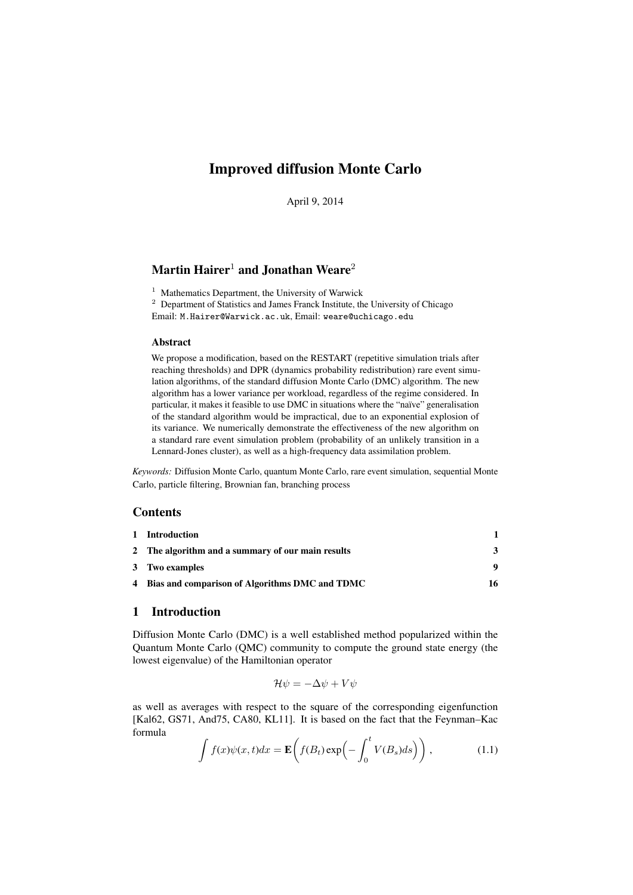# Improved diffusion Monte Carlo

April 9, 2014

## Martin Hairer[1] and Jonathan Weare[2]

[1] Mathematics Department, the University of Warwick
[2] Department of Statistics and James Franck Institute, the University of Chicago
Email: M.Hairer@Warwick.ac.uk, Email: weare@uchicago.edu

### Abstract

We propose a modification, based on the RESTART (repetitive simulation trials after reaching thresholds) and DPR (dynamics probability redistribution) rare event simulation algorithms, of the standard diffusion Monte Carlo (DMC) algorithm. The new algorithm has a lower variance per workload, regardless of the regime considered. In particular, it makes it feasible to use DMC in situations where the "naïve" generalisation of the standard algorithm would be impractical, due to an exponential explosion of its variance. We numerically demonstrate the effectiveness of the new algorithm on a standard rare event simulation problem (probability of an unlikely transition in a Lennard-Jones cluster), as well as a high-frequency data assimilation problem.

*Keywords:* Diffusion Monte Carlo, quantum Monte Carlo, rare event simulation, sequential Monte Carlo, particle filtering, Brownian fan, branching process

## Contents

| | | |
|---|---|---|
| 1 | Introduction | 1 |
| 2 | The algorithm and a summary of our main results | 3 |
| 3 | Two examples | 9 |
| 4 | Bias and comparison of Algorithms DMC and TDMC | 16 |

## 1 Introduction

Diffusion Monte Carlo (DMC) is a well established method popularized within the Quantum Monte Carlo (QMC) community to compute the ground state energy (the lowest eigenvalue) of the Hamiltonian operator

$$\mathcal{H}\psi = -\Delta\psi + V\psi$$

as well as averages with respect to the square of the corresponding eigenfunction [Kal62, GS71, And75, CA80, KL11]. It is based on the fact that the Feynman–Kac formula

$$\int f(x)\psi(x,t)dx = \mathbf{E}\bigg(f(B_t)\exp\Big(-\int_0^t V(B_s)ds\Big)\bigg)\,, \tag{1.1}$$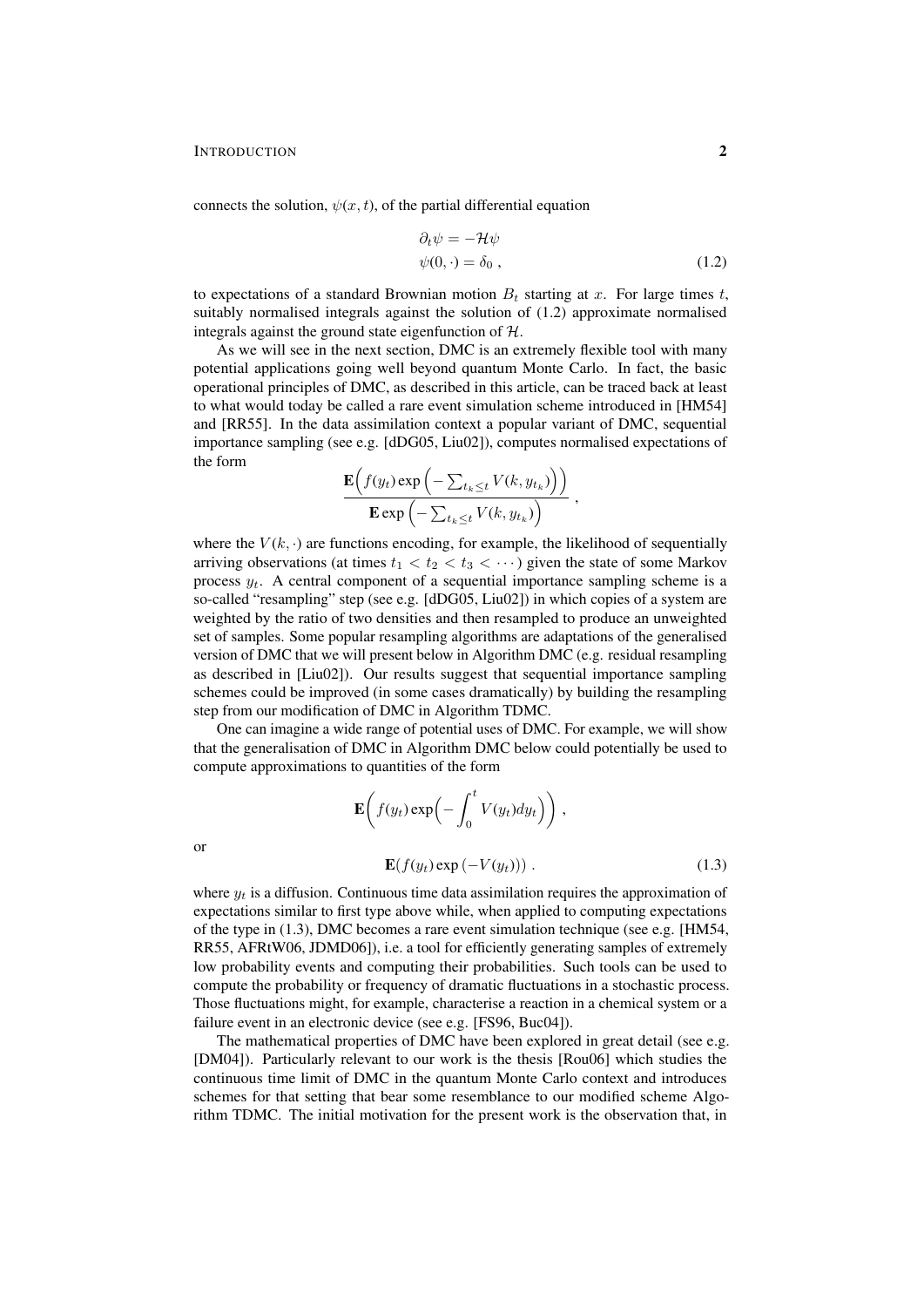connects the solution, $\psi(x,t)$, of the partial differential equation

$$\begin{aligned}\partial_t \psi &= -\mathcal{H}\psi \\ \psi(0,\cdot) &= \delta_0 \,,\end{aligned} \tag{1.2}$$

to expectations of a standard Brownian motion $B_t$ starting at $x$. For large times $t$, suitably normalised integrals against the solution of (1.2) approximate normalised integrals against the ground state eigenfunction of $\mathcal{H}$.

As we will see in the next section, DMC is an extremely flexible tool with many potential applications going well beyond quantum Monte Carlo. In fact, the basic operational principles of DMC, as described in this article, can be traced back at least to what would today be called a rare event simulation scheme introduced in [HM54] and [RR55]. In the data assimilation context a popular variant of DMC, sequential importance sampling (see e.g. [dDG05, Liu02]), computes normalised expectations of the form

$$\frac{\mathbf{E}\Big(f(y_t)\exp\Big(-\sum_{t_k\le t} V(k,y_{t_k})\Big)\Big)}{\mathbf{E}\exp\Big(-\sum_{t_k\le t} V(k,y_{t_k})\Big)} \,,$$

where the $V(k,\cdot)$ are functions encoding, for example, the likelihood of sequentially arriving observations (at times $t_1 < t_2 < t_3 < \cdots$) given the state of some Markov process $y_t$. A central component of a sequential importance sampling scheme is a so-called "resampling" step (see e.g. [dDG05, Liu02]) in which copies of a system are weighted by the ratio of two densities and then resampled to produce an unweighted set of samples. Some popular resampling algorithms are adaptations of the generalised version of DMC that we will present below in Algorithm DMC (e.g. residual resampling as described in [Liu02]). Our results suggest that sequential importance sampling schemes could be improved (in some cases dramatically) by building the resampling step from our modification of DMC in Algorithm TDMC.

One can imagine a wide range of potential uses of DMC. For example, we will show that the generalisation of DMC in Algorithm DMC below could potentially be used to compute approximations to quantities of the form

$$\mathbf{E}\bigg(f(y_t)\exp\Big(-\int_0^t V(y_t)dy_t\Big)\bigg) \,,$$

or

$$\mathbf{E}(f(y_t)\exp\left(-V(y_t)\right)) \,. \tag{1.3}$$

where $y_t$ is a diffusion. Continuous time data assimilation requires the approximation of expectations similar to first type above while, when applied to computing expectations of the type in (1.3), DMC becomes a rare event simulation technique (see e.g. [HM54, RR55, AFRtW06, JDMD06]), i.e. a tool for efficiently generating samples of extremely low probability events and computing their probabilities. Such tools can be used to compute the probability or frequency of dramatic fluctuations in a stochastic process. Those fluctuations might, for example, characterise a reaction in a chemical system or a failure event in an electronic device (see e.g. [FS96, Buc04]).

The mathematical properties of DMC have been explored in great detail (see e.g. [DM04]). Particularly relevant to our work is the thesis [Rou06] which studies the continuous time limit of DMC in the quantum Monte Carlo context and introduces schemes for that setting that bear some resemblance to our modified scheme Algorithm TDMC. The initial motivation for the present work is the observation that, in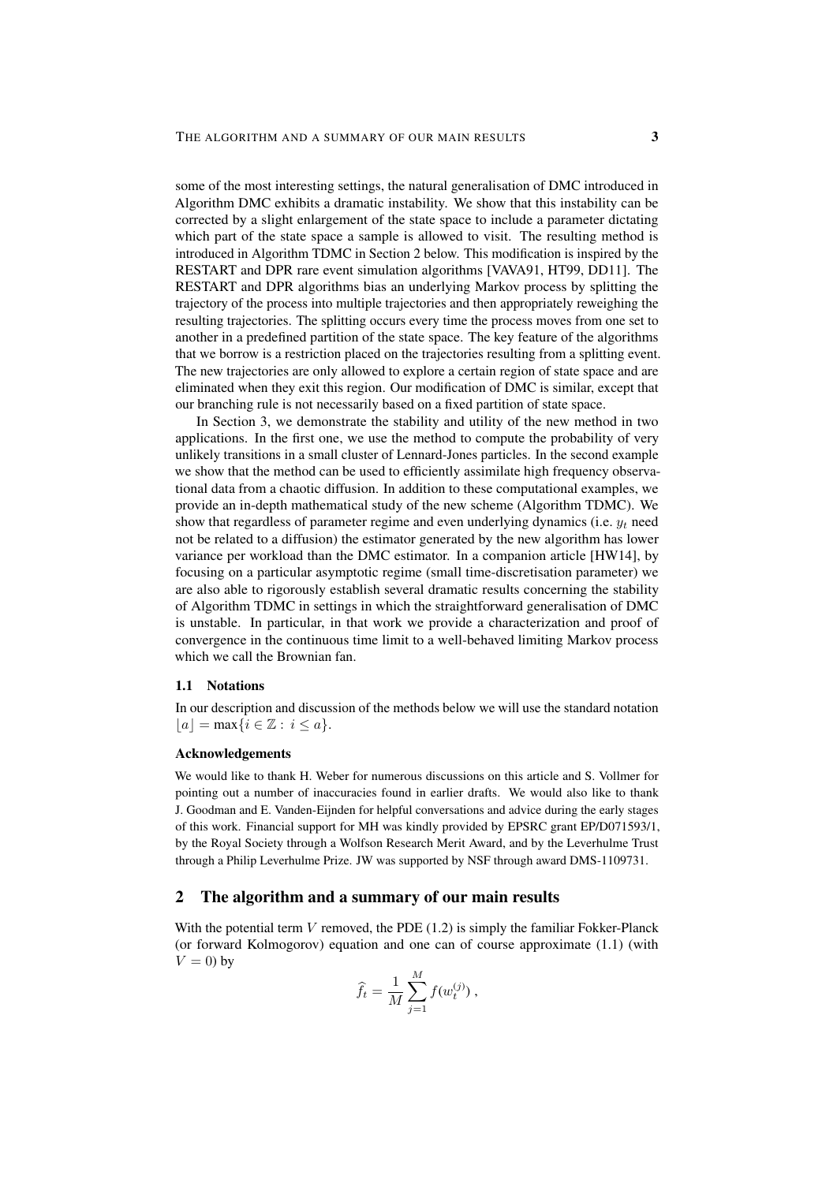some of the most interesting settings, the natural generalisation of DMC introduced in Algorithm DMC exhibits a dramatic instability. We show that this instability can be corrected by a slight enlargement of the state space to include a parameter dictating which part of the state space a sample is allowed to visit. The resulting method is introduced in Algorithm TDMC in Section 2 below. This modification is inspired by the RESTART and DPR rare event simulation algorithms [VAVA91, HT99, DD11]. The RESTART and DPR algorithms bias an underlying Markov process by splitting the trajectory of the process into multiple trajectories and then appropriately reweighing the resulting trajectories. The splitting occurs every time the process moves from one set to another in a predefined partition of the state space. The key feature of the algorithms that we borrow is a restriction placed on the trajectories resulting from a splitting event. The new trajectories are only allowed to explore a certain region of state space and are eliminated when they exit this region. Our modification of DMC is similar, except that our branching rule is not necessarily based on a fixed partition of state space.

In Section 3, we demonstrate the stability and utility of the new method in two applications. In the first one, we use the method to compute the probability of very unlikely transitions in a small cluster of Lennard-Jones particles. In the second example we show that the method can be used to efficiently assimilate high frequency observational data from a chaotic diffusion. In addition to these computational examples, we provide an in-depth mathematical study of the new scheme (Algorithm TDMC). We show that regardless of parameter regime and even underlying dynamics (i.e. $y_t$ need not be related to a diffusion) the estimator generated by the new algorithm has lower variance per workload than the DMC estimator. In a companion article [HW14], by focusing on a particular asymptotic regime (small time-discretisation parameter) we are also able to rigorously establish several dramatic results concerning the stability of Algorithm TDMC in settings in which the straightforward generalisation of DMC is unstable. In particular, in that work we provide a characterization and proof of convergence in the continuous time limit to a well-behaved limiting Markov process which we call the Brownian fan.

### 1.1 Notations

In our description and discussion of the methods below we will use the standard notation $\lfloor a \rfloor = \max\{i \in \mathbb{Z} : i \leq a\}$.

#### Acknowledgements

We would like to thank H. Weber for numerous discussions on this article and S. Vollmer for pointing out a number of inaccuracies found in earlier drafts. We would also like to thank J. Goodman and E. Vanden-Eijnden for helpful conversations and advice during the early stages of this work. Financial support for MH was kindly provided by EPSRC grant EP/D071593/1, by the Royal Society through a Wolfson Research Merit Award, and by the Leverhulme Trust through a Philip Leverhulme Prize. JW was supported by NSF through award DMS-1109731.

## 2 The algorithm and a summary of our main results

With the potential term $V$ removed, the PDE (1.2) is simply the familiar Fokker-Planck (or forward Kolmogorov) equation and one can of course approximate (1.1) (with $V = 0$) by

$$\widehat{f}_t = \frac{1}{M} \sum_{j=1}^{M} f(w_t^{(j)}) ,$$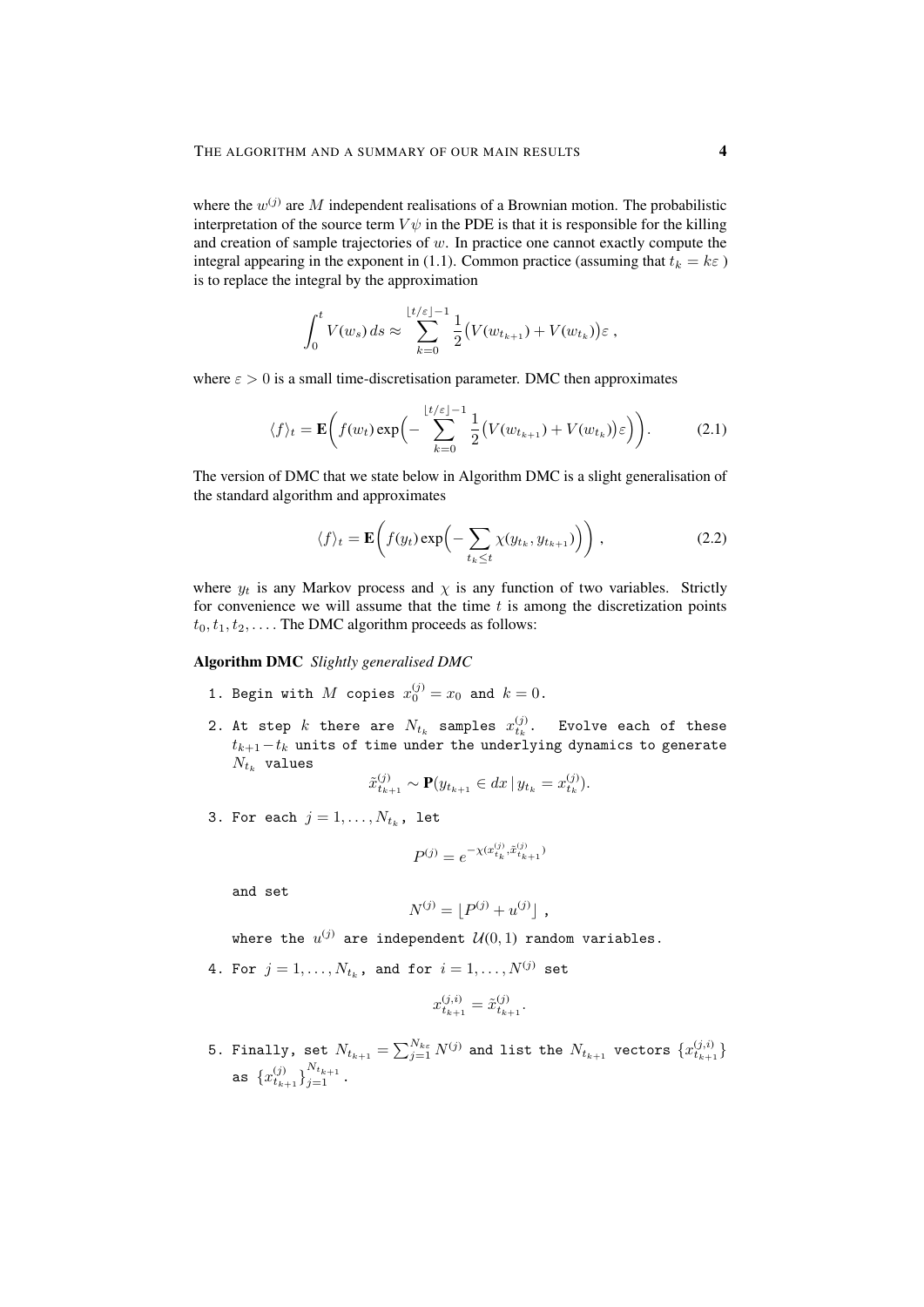where the $w^{(j)}$ are $M$ independent realisations of a Brownian motion. The probabilistic interpretation of the source term $V\psi$ in the PDE is that it is responsible for the killing and creation of sample trajectories of $w$. In practice one cannot exactly compute the integral appearing in the exponent in (1.1). Common practice (assuming that $t_k = k\varepsilon$ ) is to replace the integral by the approximation

$$\int_0^t V(w_s)\,ds \approx \sum_{k=0}^{\lfloor t/\varepsilon \rfloor - 1} \frac{1}{2}\big(V(w_{t_{k+1}}) + V(w_{t_k})\big)\varepsilon\,,$$

where $\varepsilon > 0$ is a small time-discretisation parameter. DMC then approximates

$$\langle f \rangle_t = \mathbf{E}\bigg( f(w_t) \exp\Big( - \sum_{k=0}^{\lfloor t/\varepsilon \rfloor - 1} \frac{1}{2}\big(V(w_{t_{k+1}}) + V(w_{t_k})\big)\varepsilon \Big)\bigg). \tag{2.1}$$

The version of DMC that we state below in Algorithm DMC is a slight generalisation of the standard algorithm and approximates

$$\langle f \rangle_t = \mathbf{E}\bigg( f(y_t) \exp\Big( - \sum_{t_k \le t} \chi(y_{t_k}, y_{t_{k+1}})\Big)\bigg)\,, \tag{2.2}$$

where $y_t$ is any Markov process and $\chi$ is any function of two variables. Strictly for convenience we will assume that the time $t$ is among the discretization points $t_0, t_1, t_2, \ldots$. The DMC algorithm proceeds as follows:

**Algorithm DMC** *Slightly generalised DMC*

1. Begin with $M$ copies $x_0^{(j)} = x_0$ and $k = 0$.

2. At step $k$ there are $N_{t_k}$ samples $x_{t_k}^{(j)}$. Evolve each of these $t_{k+1} - t_k$ units of time under the underlying dynamics to generate $N_{t_k}$ values

$$\tilde{x}_{t_{k+1}}^{(j)} \sim \mathbf{P}(y_{t_{k+1}} \in dx \,|\, y_{t_k} = x_{t_k}^{(j)}).$$

3. For each $j = 1, \ldots, N_{t_k}$, let

$$P^{(j)} = e^{-\chi(x_{t_k}^{(j)}, \tilde{x}_{t_{k+1}}^{(j)})}$$

   and set

$$N^{(j)} = \lfloor P^{(j)} + u^{(j)} \rfloor\,,$$

   where the $u^{(j)}$ are independent $\mathcal{U}(0,1)$ random variables.

4. For $j = 1, \ldots, N_{t_k}$, and for $i = 1, \ldots, N^{(j)}$ set

$$x_{t_{k+1}}^{(j,i)} = \tilde{x}_{t_{k+1}}^{(j)}.$$

5. Finally, set $N_{t_{k+1}} = \sum_{j=1}^{N_{k\varepsilon}} N^{(j)}$ and list the $N_{t_{k+1}}$ vectors $\{x_{t_{k+1}}^{(j,i)}\}$ as $\{x_{t_{k+1}}^{(j)}\}_{j=1}^{N_{t_{k+1}}}$.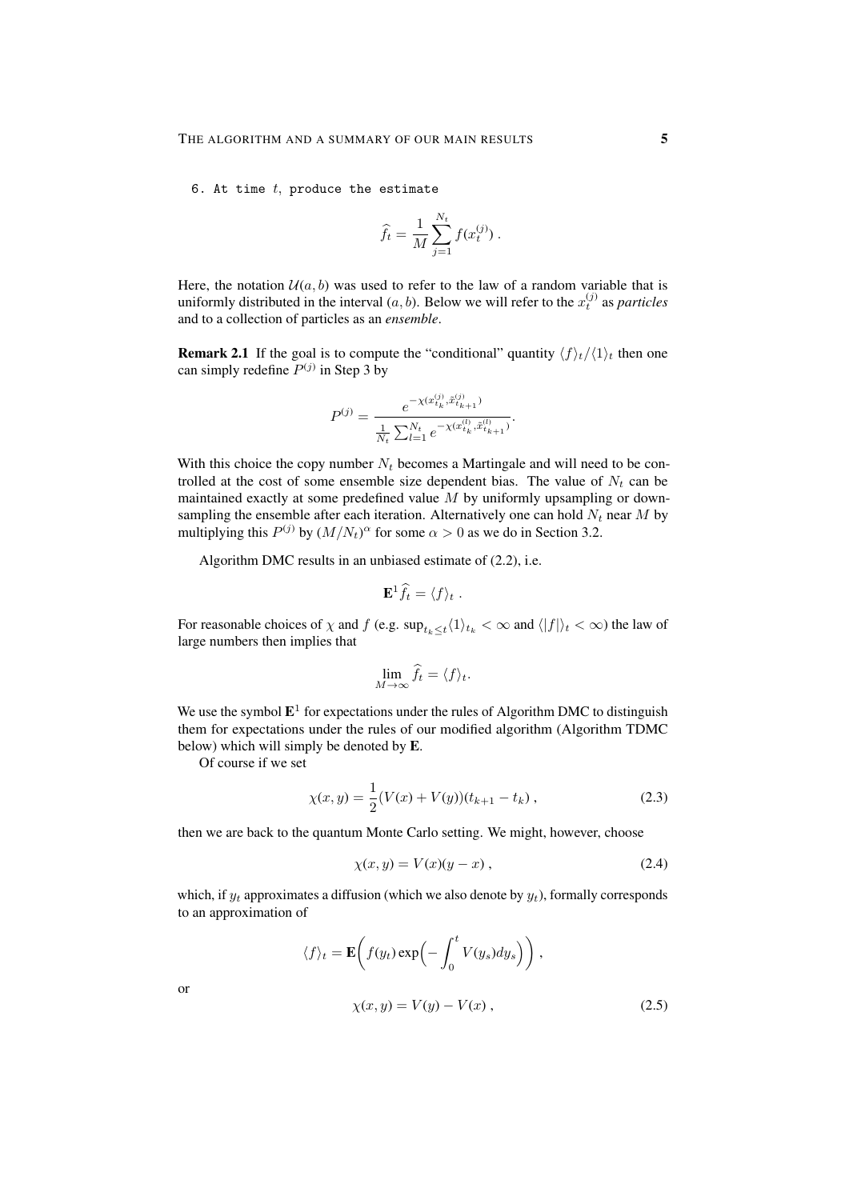6. At time $t$, produce the estimate

$$\widehat{f}_t = \frac{1}{M} \sum_{j=1}^{N_t} f(x_t^{(j)}) .$$

Here, the notation $\mathcal{U}(a, b)$ was used to refer to the law of a random variable that is uniformly distributed in the interval $(a, b)$. Below we will refer to the $x_t^{(j)}$ as *particles* and to a collection of particles as an *ensemble*.

**Remark 2.1** If the goal is to compute the "conditional" quantity $\langle f \rangle_t / \langle 1 \rangle_t$ then one can simply redefine $P^{(j)}$ in Step 3 by

$$P^{(j)} = \frac{e^{-\chi(x_{t_k}^{(j)}, \tilde{x}_{t_{k+1}}^{(j)})}}{\frac{1}{N_t} \sum_{l=1}^{N_t} e^{-\chi(x_{t_k}^{(l)}, \tilde{x}_{t_{k+1}}^{(l)})}}.$$

With this choice the copy number $N_t$ becomes a Martingale and will need to be controlled at the cost of some ensemble size dependent bias. The value of $N_t$ can be maintained exactly at some predefined value $M$ by uniformly upsampling or downsampling the ensemble after each iteration. Alternatively one can hold $N_t$ near $M$ by multiplying this $P^{(j)}$ by $(M/N_t)^\alpha$ for some $\alpha > 0$ as we do in Section 3.2.

Algorithm DMC results in an unbiased estimate of (2.2), i.e.

$$\mathbf{E}^1 \widehat{f}_t = \langle f \rangle_t .$$

For reasonable choices of $\chi$ and $f$ (e.g. $\sup_{t_k \leq t} \langle 1 \rangle_{t_k} < \infty$ and $\langle |f| \rangle_t < \infty$) the law of large numbers then implies that

$$\lim_{M \to \infty} \widehat{f}_t = \langle f \rangle_t .$$

We use the symbol $\mathbf{E}^1$ for expectations under the rules of Algorithm DMC to distinguish them for expectations under the rules of our modified algorithm (Algorithm TDMC below) which will simply be denoted by $\mathbf{E}$.

Of course if we set

$$\chi(x, y) = \frac{1}{2}(V(x) + V(y))(t_{k+1} - t_k) , \tag{2.3}$$

then we are back to the quantum Monte Carlo setting. We might, however, choose

$$\chi(x, y) = V(x)(y - x) , \tag{2.4}$$

which, if $y_t$ approximates a diffusion (which we also denote by $y_t$), formally corresponds to an approximation of

$$\langle f \rangle_t = \mathbf{E}\bigg( f(y_t) \exp\Big( - \int_0^t V(y_s) dy_s \Big) \bigg) ,$$

or

$$\chi(x, y) = V(y) - V(x) , \tag{2.5}$$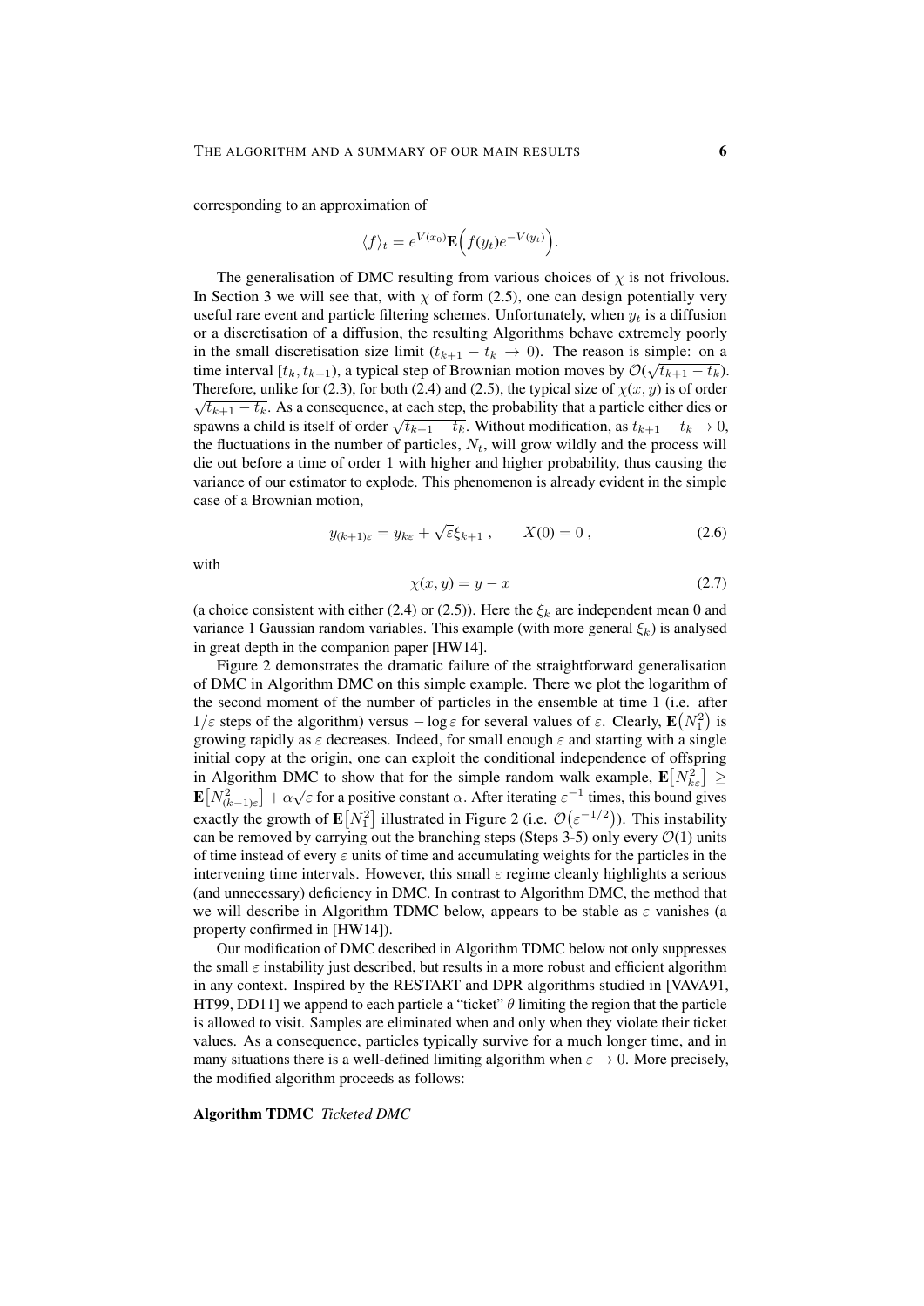corresponding to an approximation of

$$\langle f \rangle_t = e^{V(x_0)} \mathbf{E}\Big( f(y_t) e^{-V(y_t)} \Big).$$

The generalisation of DMC resulting from various choices of $\chi$ is not frivolous. In Section 3 we will see that, with $\chi$ of form (2.5), one can design potentially very useful rare event and particle filtering schemes. Unfortunately, when $y_t$ is a diffusion or a discretisation of a diffusion, the resulting Algorithms behave extremely poorly in the small discretisation size limit ($t_{k+1} - t_k \to 0$). The reason is simple: on a time interval $[t_k, t_{k+1})$, a typical step of Brownian motion moves by $\mathcal{O}(\sqrt{t_{k+1} - t_k})$. Therefore, unlike for (2.3), for both (2.4) and (2.5), the typical size of $\chi(x, y)$ is of order $\sqrt{t_{k+1} - t_k}$. As a consequence, at each step, the probability that a particle either dies or spawns a child is itself of order $\sqrt{t_{k+1} - t_k}$. Without modification, as $t_{k+1} - t_k \to 0$, the fluctuations in the number of particles, $N_t$, will grow wildly and the process will die out before a time of order 1 with higher and higher probability, thus causing the variance of our estimator to explode. This phenomenon is already evident in the simple case of a Brownian motion,

$$y_{(k+1)\varepsilon} = y_{k\varepsilon} + \sqrt{\varepsilon} \xi_{k+1} , \qquad X(0) = 0 , \tag{2.6}$$

with

$$\chi(x, y) = y - x \tag{2.7}$$

(a choice consistent with either (2.4) or (2.5)). Here the $\xi_k$ are independent mean 0 and variance 1 Gaussian random variables. This example (with more general $\xi_k$) is analysed in great depth in the companion paper [HW14].

Figure 2 demonstrates the dramatic failure of the straightforward generalisation of DMC in Algorithm DMC on this simple example. There we plot the logarithm of the second moment of the number of particles in the ensemble at time 1 (i.e. after $1/\varepsilon$ steps of the algorithm) versus $-\log \varepsilon$ for several values of $\varepsilon$. Clearly, $\mathbf{E}\big(N_1^2\big)$ is growing rapidly as $\varepsilon$ decreases. Indeed, for small enough $\varepsilon$ and starting with a single initial copy at the origin, one can exploit the conditional independence of offspring in Algorithm DMC to show that for the simple random walk example, $\mathbf{E}\big[N_{k\varepsilon}^2\big] \geq \mathbf{E}\big[N_{(k-1)\varepsilon}^2\big] + \alpha\sqrt{\varepsilon}$ for a positive constant $\alpha$. After iterating $\varepsilon^{-1}$ times, this bound gives exactly the growth of $\mathbf{E}\big[N_1^2\big]$ illustrated in Figure 2 (i.e. $\mathcal{O}\big(\varepsilon^{-1/2}\big)$). This instability can be removed by carrying out the branching steps (Steps 3-5) only every $\mathcal{O}(1)$ units of time instead of every $\varepsilon$ units of time and accumulating weights for the particles in the intervening time intervals. However, this small $\varepsilon$ regime cleanly highlights a serious (and unnecessary) deficiency in DMC. In contrast to Algorithm DMC, the method that we will describe in Algorithm TDMC below, appears to be stable as $\varepsilon$ vanishes (a property confirmed in [HW14]).

Our modification of DMC described in Algorithm TDMC below not only suppresses the small $\varepsilon$ instability just described, but results in a more robust and efficient algorithm in any context. Inspired by the RESTART and DPR algorithms studied in [VAVA91, HT99, DD11] we append to each particle a "ticket" $\theta$ limiting the region that the particle is allowed to visit. Samples are eliminated when and only when they violate their ticket values. As a consequence, particles typically survive for a much longer time, and in many situations there is a well-defined limiting algorithm when $\varepsilon \to 0$. More precisely, the modified algorithm proceeds as follows:

**Algorithm TDMC** *Ticketed DMC*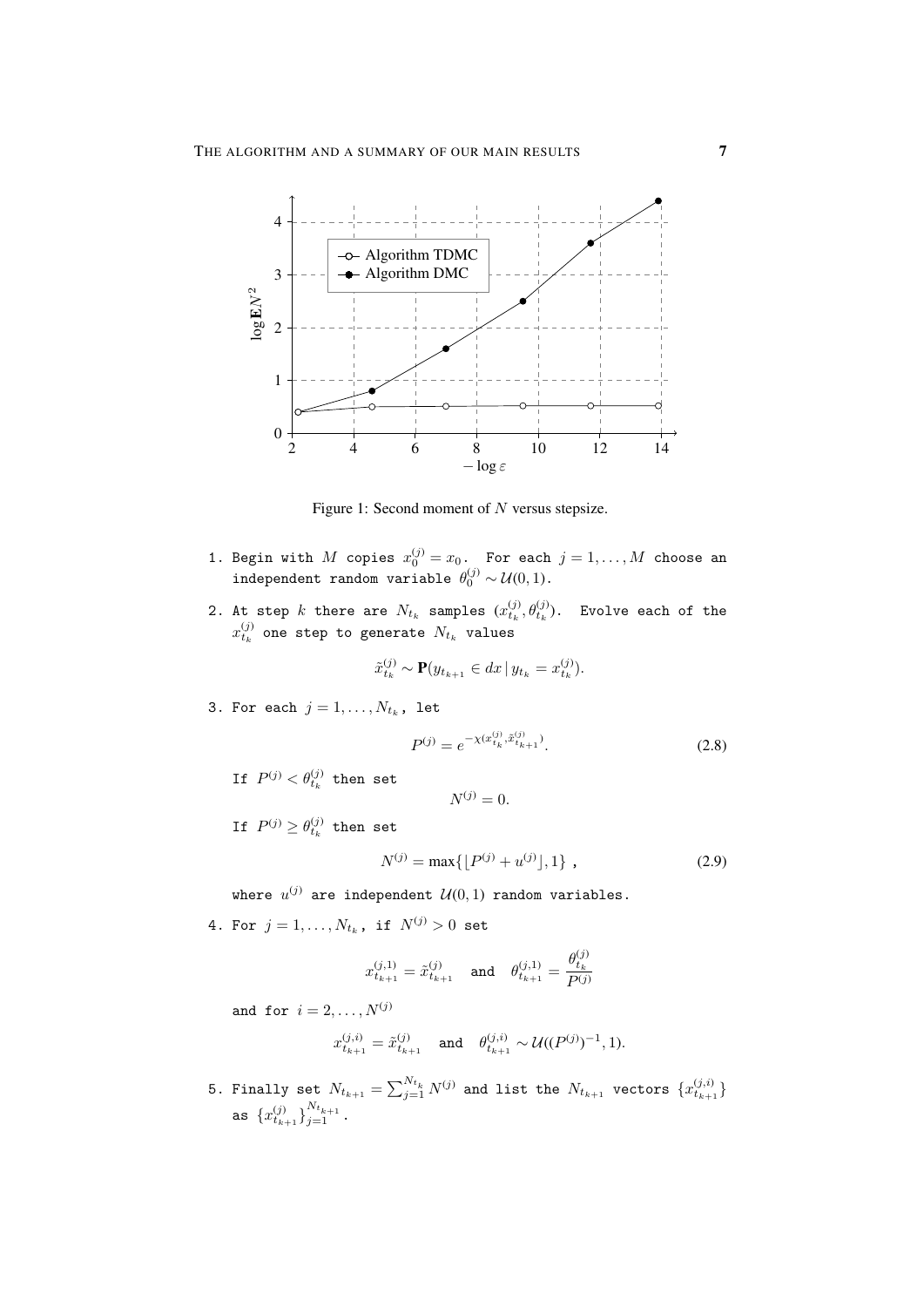Figure 1: Second moment of $N$ versus stepsize.

```
1. Begin with $M$ copies $x_0^{(j)} = x_0$. For each $j = 1, \ldots, M$ choose an
   independent random variable $\theta_0^{(j)} \sim \mathcal{U}(0,1)$.

2. At step $k$ there are $N_{t_k}$ samples $(x_{t_k}^{(j)}, \theta_{t_k}^{(j)})$. Evolve each of the
   $x_{t_k}^{(j)}$ one step to generate $N_{t_k}$ values
```

$$\tilde{x}_{t_k}^{(j)} \sim \mathbf{P}(y_{t_{k+1}} \in dx \,|\, y_{t_k} = x_{t_k}^{(j)}).$$

```
3. For each $j = 1, \ldots, N_{t_k}$, let
```

$$P^{(j)} = e^{-\chi(x_{t_k}^{(j)}, \tilde{x}_{t_{k+1}}^{(j)})}. \tag{2.8}$$

```
   If $P^{(j)} < \theta_{t_k}^{(j)}$ then set
```

$$N^{(j)} = 0.$$

```
   If $P^{(j)} \geq \theta_{t_k}^{(j)}$ then set
```

$$N^{(j)} = \max\{\lfloor P^{(j)} + u^{(j)} \rfloor, 1\}\ , \tag{2.9}$$

```
   where $u^{(j)}$ are independent $\mathcal{U}(0,1)$ random variables.

4. For $j = 1, \ldots, N_{t_k}$, if $N^{(j)} > 0$ set
```

$$x_{t_{k+1}}^{(j,1)} = \tilde{x}_{t_{k+1}}^{(j)} \quad \text{and} \quad \theta_{t_{k+1}}^{(j,1)} = \frac{\theta_{t_k}^{(j)}}{P^{(j)}}$$

```
   and for $i = 2, \ldots, N^{(j)}$
```

$$x_{t_{k+1}}^{(j,i)} = \tilde{x}_{t_{k+1}}^{(j)} \quad \text{and} \quad \theta_{t_{k+1}}^{(j,i)} \sim \mathcal{U}((P^{(j)})^{-1}, 1).$$

```
5. Finally set $N_{t_{k+1}} = \sum_{j=1}^{N_{t_k}} N^{(j)}$ and list the $N_{t_{k+1}}$ vectors $\{x_{t_{k+1}}^{(j,i)}\}$
   as $\{x_{t_{k+1}}^{(j)}\}_{j=1}^{N_{t_{k+1}}}$.
```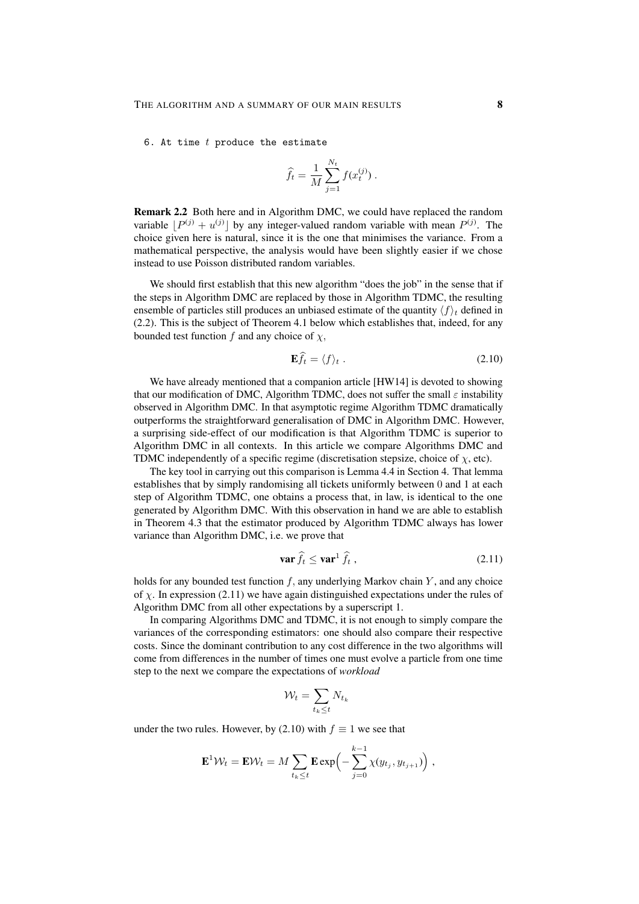6. At time $t$ produce the estimate

$$\widehat{f}_t = \frac{1}{M}\sum_{j=1}^{N_t} f(x_t^{(j)}) .$$

**Remark 2.2** Both here and in Algorithm DMC, we could have replaced the random variable $\lfloor P^{(j)} + u^{(j)} \rfloor$ by any integer-valued random variable with mean $P^{(j)}$. The choice given here is natural, since it is the one that minimises the variance. From a mathematical perspective, the analysis would have been slightly easier if we chose instead to use Poisson distributed random variables.

We should first establish that this new algorithm "does the job" in the sense that if the steps in Algorithm DMC are replaced by those in Algorithm TDMC, the resulting ensemble of particles still produces an unbiased estimate of the quantity $\langle f \rangle_t$ defined in (2.2). This is the subject of Theorem 4.1 below which establishes that, indeed, for any bounded test function $f$ and any choice of $\chi$,

$$\mathbf{E}\widehat{f}_t = \langle f \rangle_t . \tag{2.10}$$

We have already mentioned that a companion article [HW14] is devoted to showing that our modification of DMC, Algorithm TDMC, does not suffer the small $\varepsilon$ instability observed in Algorithm DMC. In that asymptotic regime Algorithm TDMC dramatically outperforms the straightforward generalisation of DMC in Algorithm DMC. However, a surprising side-effect of our modification is that Algorithm TDMC is superior to Algorithm DMC in all contexts. In this article we compare Algorithms DMC and TDMC independently of a specific regime (discretisation stepsize, choice of $\chi$, etc).

The key tool in carrying out this comparison is Lemma 4.4 in Section 4. That lemma establishes that by simply randomising all tickets uniformly between 0 and 1 at each step of Algorithm TDMC, one obtains a process that, in law, is identical to the one generated by Algorithm DMC. With this observation in hand we are able to establish in Theorem 4.3 that the estimator produced by Algorithm TDMC always has lower variance than Algorithm DMC, i.e. we prove that

$$\mathbf{var}\,\widehat{f}_t \leq \mathbf{var}^1\,\widehat{f}_t , \tag{2.11}$$

holds for any bounded test function $f$, any underlying Markov chain $Y$, and any choice of $\chi$. In expression (2.11) we have again distinguished expectations under the rules of Algorithm DMC from all other expectations by a superscript 1.

In comparing Algorithms DMC and TDMC, it is not enough to simply compare the variances of the corresponding estimators: one should also compare their respective costs. Since the dominant contribution to any cost difference in the two algorithms will come from differences in the number of times one must evolve a particle from one time step to the next we compare the expectations of *workload*

$$\mathcal{W}_t = \sum_{t_k \leq t} N_{t_k}$$

under the two rules. However, by (2.10) with $f \equiv 1$ we see that

$$\mathbf{E}^1\mathcal{W}_t = \mathbf{E}\mathcal{W}_t = M\sum_{t_k \leq t} \mathbf{E}\exp\Big(-\sum_{j=0}^{k-1}\chi(y_{t_j}, y_{t_{j+1}})\Big) ,$$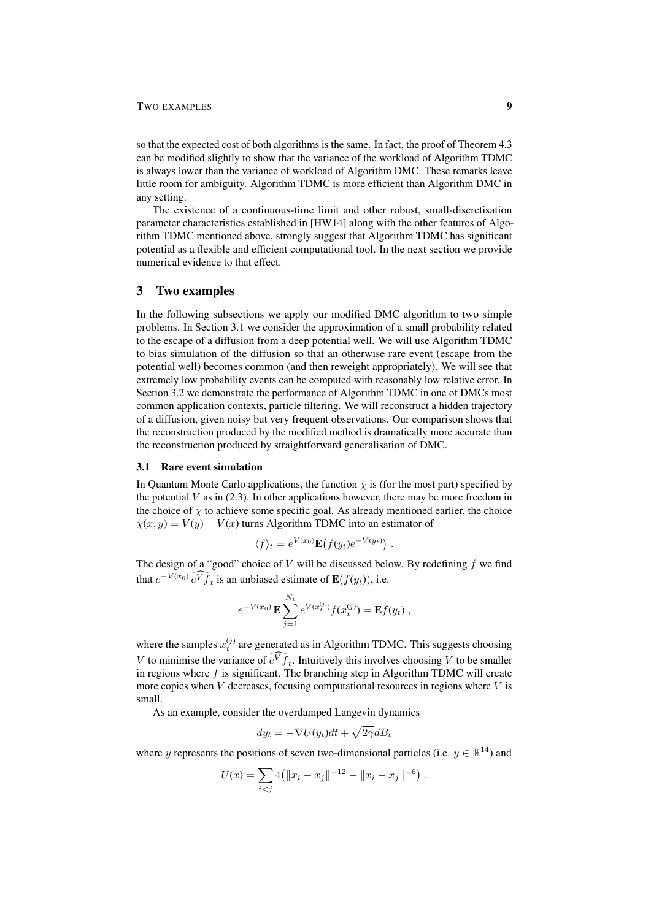so that the expected cost of both algorithms is the same. In fact, the proof of Theorem 4.3 can be modified slightly to show that the variance of the workload of Algorithm TDMC is always lower than the variance of workload of Algorithm DMC. These remarks leave little room for ambiguity. Algorithm TDMC is more efficient than Algorithm DMC in any setting.

The existence of a continuous-time limit and other robust, small-discretisation parameter characteristics established in [HW14] along with the other features of Algorithm TDMC mentioned above, strongly suggest that Algorithm TDMC has significant potential as a flexible and efficient computational tool. In the next section we provide numerical evidence to that effect.

## 3 Two examples

In the following subsections we apply our modified DMC algorithm to two simple problems. In Section 3.1 we consider the approximation of a small probability related to the escape of a diffusion from a deep potential well. We will use Algorithm TDMC to bias simulation of the diffusion so that an otherwise rare event (escape from the potential well) becomes common (and then reweight appropriately). We will see that extremely low probability events can be computed with reasonably low relative error. In Section 3.2 we demonstrate the performance of Algorithm TDMC in one of DMCs most common application contexts, particle filtering. We will reconstruct a hidden trajectory of a diffusion, given noisy but very frequent observations. Our comparison shows that the reconstruction produced by the modified method is dramatically more accurate than the reconstruction produced by straightforward generalisation of DMC.

### 3.1 Rare event simulation

In Quantum Monte Carlo applications, the function $\chi$ is (for the most part) specified by the potential $V$ as in (2.3). In other applications however, there may be more freedom in the choice of $\chi$ to achieve some specific goal. As already mentioned earlier, the choice $\chi(x, y) = V(y) - V(x)$ turns Algorithm TDMC into an estimator of

$$\langle f \rangle_t = e^{V(x_0)} \mathbf{E}\big(f(y_t) e^{-V(y_t)}\big) \; .$$

The design of a "good" choice of $V$ will be discussed below. By redefining $f$ we find that $e^{-V(x_0)}\,\widehat{e^V f}_t$ is an unbiased estimate of $\mathbf{E}(f(y_t))$, i.e.

$$e^{-V(x_0)}\,\mathbf{E}\sum_{j=1}^{N_t} e^{V(x_t^{(j)})} f(x_t^{(j)}) = \mathbf{E} f(y_t) \; ,$$

where the samples $x_t^{(j)}$ are generated as in Algorithm TDMC. This suggests choosing $V$ to minimise the variance of $\widehat{e^V f}_t$. Intuitively this involves choosing $V$ to be smaller in regions where $f$ is significant. The branching step in Algorithm TDMC will create more copies when $V$ decreases, focusing computational resources in regions where $V$ is small.

As an example, consider the overdamped Langevin dynamics

$$dy_t = -\nabla U(y_t) dt + \sqrt{2\gamma} dB_t$$

where $y$ represents the positions of seven two-dimensional particles (i.e. $y \in \mathbb{R}^{14}$) and

$$U(x) = \sum_{i<j} 4\big(\|x_i - x_j\|^{-12} - \|x_i - x_j\|^{-6}\big) \; .$$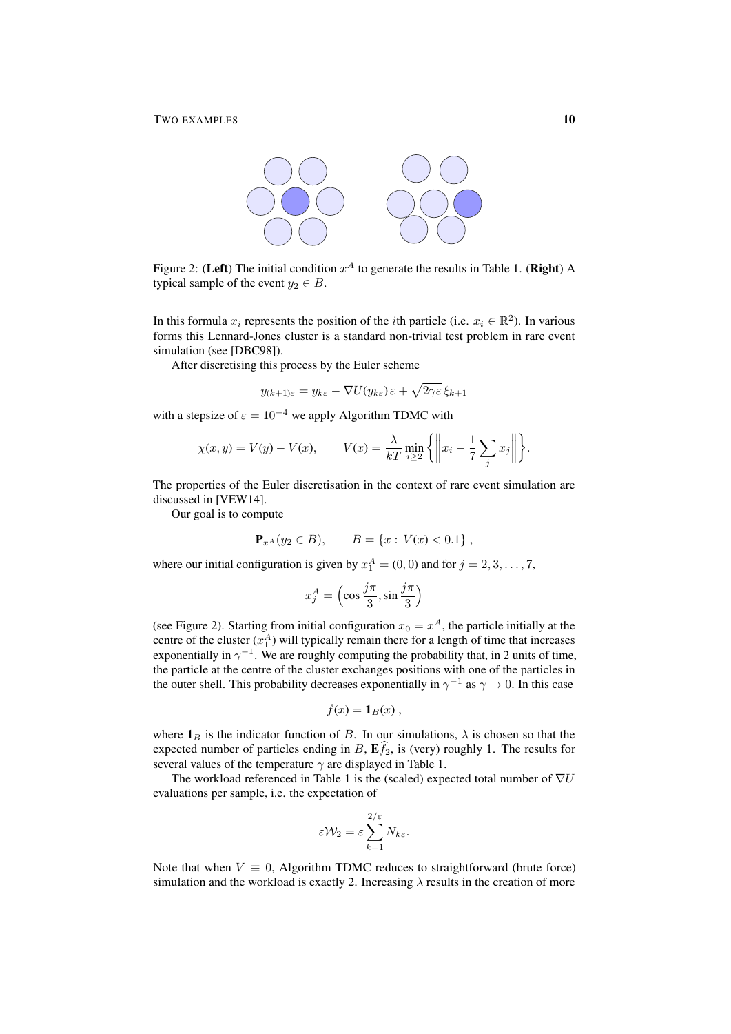Figure 2: (**Left**) The initial condition $x^A$ to generate the results in Table 1. (**Right**) A typical sample of the event $y_2 \in B$.

In this formula $x_i$ represents the position of the $i$th particle (i.e. $x_i \in \mathbb{R}^2$). In various forms this Lennard-Jones cluster is a standard non-trivial test problem in rare event simulation (see [DBC98]).

After discretising this process by the Euler scheme

$$y_{(k+1)\varepsilon} = y_{k\varepsilon} - \nabla U(y_{k\varepsilon})\,\varepsilon + \sqrt{2\gamma\varepsilon}\,\xi_{k+1}$$

with a stepsize of $\varepsilon = 10^{-4}$ we apply Algorithm TDMC with

$$\chi(x,y) = V(y) - V(x), \qquad V(x) = \frac{\lambda}{kT}\min_{i\geq 2}\left\{\left\| x_i - \frac{1}{7}\sum_j x_j \right\|\right\}.$$

The properties of the Euler discretisation in the context of rare event simulation are discussed in [VEW14].

Our goal is to compute

$$\mathbf{P}_{x^A}(y_2 \in B), \qquad B = \{x : V(x) < 0.1\},$$

where our initial configuration is given by $x_1^A = (0,0)$ and for $j = 2, 3, \ldots, 7$,

$$x_j^A = \left(\cos\frac{j\pi}{3}, \sin\frac{j\pi}{3}\right)$$

(see Figure 2). Starting from initial configuration $x_0 = x^A$, the particle initially at the centre of the cluster ($x_1^A$) will typically remain there for a length of time that increases exponentially in $\gamma^{-1}$. We are roughly computing the probability that, in 2 units of time, the particle at the centre of the cluster exchanges positions with one of the particles in the outer shell. This probability decreases exponentially in $\gamma^{-1}$ as $\gamma \to 0$. In this case

$$f(x) = \mathbf{1}_B(x),$$

where $\mathbf{1}_B$ is the indicator function of $B$. In our simulations, $\lambda$ is chosen so that the expected number of particles ending in $B$, $\mathbf{E}\widehat{f}_2$, is (very) roughly 1. The results for several values of the temperature $\gamma$ are displayed in Table 1.

The workload referenced in Table 1 is the (scaled) expected total number of $\nabla U$ evaluations per sample, i.e. the expectation of

$$\varepsilon \mathcal{W}_2 = \varepsilon \sum_{k=1}^{2/\varepsilon} N_{k\varepsilon}.$$

Note that when $V \equiv 0$, Algorithm TDMC reduces to straightforward (brute force) simulation and the workload is exactly 2. Increasing $\lambda$ results in the creation of more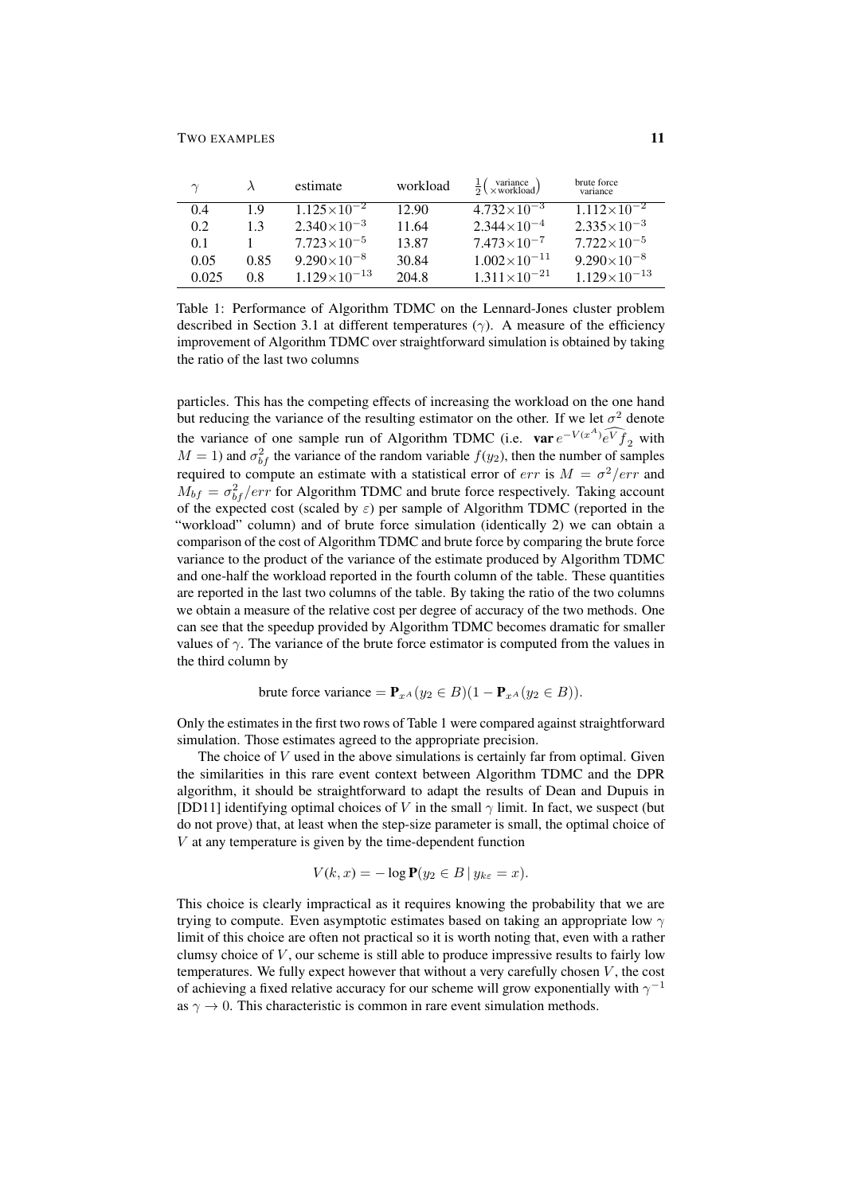| $\gamma$ | $\lambda$ | estimate | workload | $\frac{1}{2}\left(\begin{smallmatrix}\text{variance}\\ \times\text{workload}\end{smallmatrix}\right)$ | brute force variance |
|---|---|---|---|---|---|
| 0.4 | 1.9 | $1.125\times10^{-2}$ | 12.90 | $4.732\times10^{-3}$ | $1.112\times10^{-2}$ |
| 0.2 | 1.3 | $2.340\times10^{-3}$ | 11.64 | $2.344\times10^{-4}$ | $2.335\times10^{-3}$ |
| 0.1 | 1 | $7.723\times10^{-5}$ | 13.87 | $7.473\times10^{-7}$ | $7.722\times10^{-5}$ |
| 0.05 | 0.85 | $9.290\times10^{-8}$ | 30.84 | $1.002\times10^{-11}$ | $9.290\times10^{-8}$ |
| 0.025 | 0.8 | $1.129\times10^{-13}$ | 204.8 | $1.311\times10^{-21}$ | $1.129\times10^{-13}$ |

Table 1: Performance of Algorithm TDMC on the Lennard-Jones cluster problem described in Section 3.1 at different temperatures ($\gamma$). A measure of the efficiency improvement of Algorithm TDMC over straightforward simulation is obtained by taking the ratio of the last two columns

particles. This has the competing effects of increasing the workload on the one hand but reducing the variance of the resulting estimator on the other. If we let $\sigma^2$ denote the variance of one sample run of Algorithm TDMC (i.e. $\mathbf{var}\, e^{-V(x^A)}\widehat{e^V f}_2$ with $M = 1$) and $\sigma^2_{bf}$ the variance of the random variable $f(y_2)$, then the number of samples required to compute an estimate with a statistical error of $err$ is $M = \sigma^2/err$ and $M_{bf} = \sigma^2_{bf}/err$ for Algorithm TDMC and brute force respectively. Taking account of the expected cost (scaled by $\varepsilon$) per sample of Algorithm TDMC (reported in the "workload" column) and of brute force simulation (identically 2) we can obtain a comparison of the cost of Algorithm TDMC and brute force by comparing the brute force variance to the product of the variance of the estimate produced by Algorithm TDMC and one-half the workload reported in the fourth column of the table. These quantities are reported in the last two columns of the table. By taking the ratio of the two columns we obtain a measure of the relative cost per degree of accuracy of the two methods. One can see that the speedup provided by Algorithm TDMC becomes dramatic for smaller values of $\gamma$. The variance of the brute force estimator is computed from the values in the third column by

$$\text{brute force variance} = \mathbf{P}_{x^A}(y_2 \in B)(1 - \mathbf{P}_{x^A}(y_2 \in B)).$$

Only the estimates in the first two rows of Table 1 were compared against straightforward simulation. Those estimates agreed to the appropriate precision.

The choice of $V$ used in the above simulations is certainly far from optimal. Given the similarities in this rare event context between Algorithm TDMC and the DPR algorithm, it should be straightforward to adapt the results of Dean and Dupuis in [DD11] identifying optimal choices of $V$ in the small $\gamma$ limit. In fact, we suspect (but do not prove) that, at least when the step-size parameter is small, the optimal choice of $V$ at any temperature is given by the time-dependent function

$$V(k, x) = -\log \mathbf{P}(y_2 \in B \,|\, y_{k\varepsilon} = x).$$

This choice is clearly impractical as it requires knowing the probability that we are trying to compute. Even asymptotic estimates based on taking an appropriate low $\gamma$ limit of this choice are often not practical so it is worth noting that, even with a rather clumsy choice of $V$, our scheme is still able to produce impressive results to fairly low temperatures. We fully expect however that without a very carefully chosen $V$, the cost of achieving a fixed relative accuracy for our scheme will grow exponentially with $\gamma^{-1}$ as $\gamma \to 0$. This characteristic is common in rare event simulation methods.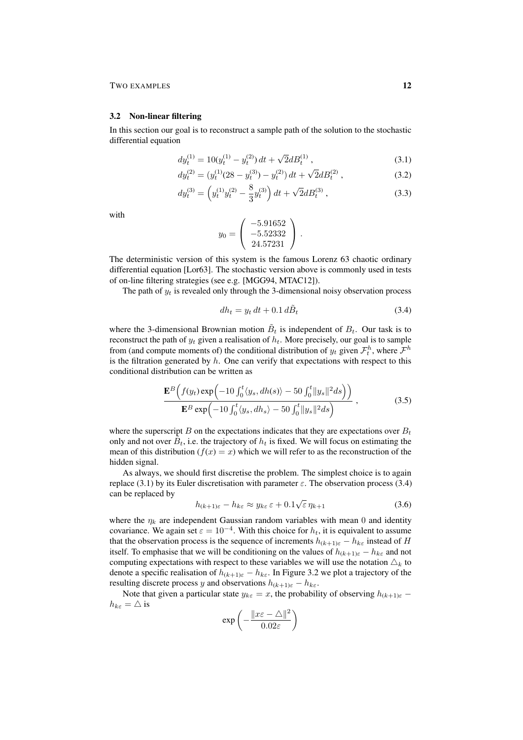### 3.2 Non-linear filtering

In this section our goal is to reconstruct a sample path of the solution to the stochastic differential equation

$$dy_t^{(1)} = 10(y_t^{(1)} - y_t^{(2)})\,dt + \sqrt{2}dB_t^{(1)}\,, \tag{3.1}$$

$$dy_t^{(2)} = (y_t^{(1)}(28 - y_t^{(3)}) - y_t^{(2)})\,dt + \sqrt{2}dB_t^{(2)}\,, \tag{3.2}$$

$$dy_t^{(3)} = \Big(y_t^{(1)}y_t^{(2)} - \frac{8}{3}y_t^{(3)}\Big)\,dt + \sqrt{2}dB_t^{(3)}\,, \tag{3.3}$$

with

$$y_0 = \begin{pmatrix} -5.91652 \\ -5.52332 \\ 24.57231 \end{pmatrix}.$$

The deterministic version of this system is the famous Lorenz 63 chaotic ordinary differential equation [Lor63]. The stochastic version above is commonly used in tests of on-line filtering strategies (see e.g. [MGG94, MTAC12]).

The path of $y_t$ is revealed only through the 3-dimensional noisy observation process

$$dh_t = y_t\,dt + 0.1\,d\tilde{B}_t \tag{3.4}$$

where the 3-dimensional Brownian motion $\tilde{B}_t$ is independent of $B_t$. Our task is to reconstruct the path of $y_t$ given a realisation of $h_t$. More precisely, our goal is to sample from (and compute moments of) the conditional distribution of $y_t$ given $\mathcal{F}_t^h$, where $\mathcal{F}^h$ is the filtration generated by $h$. One can verify that expectations with respect to this conditional distribution can be written as

$$\frac{\mathbf{E}^B\Big(f(y_t)\exp\Big(-10\int_0^t\langle y_s, dh(s)\rangle - 50\int_0^t\|y_s\|^2 ds\Big)\Big)}{\mathbf{E}^B\exp\Big(-10\int_0^t\langle y_s, dh_s\rangle - 50\int_0^t\|y_s\|^2 ds\Big)}\,, \tag{3.5}$$

where the superscript $B$ on the expectations indicates that they are expectations over $B_t$ only and not over $\tilde{B}_t$, i.e. the trajectory of $h_t$ is fixed. We will focus on estimating the mean of this distribution ($f(x) = x$) which we will refer to as the reconstruction of the hidden signal.

As always, we should first discretise the problem. The simplest choice is to again replace (3.1) by its Euler discretisation with parameter $\varepsilon$. The observation process (3.4) can be replaced by

$$h_{(k+1)\varepsilon} - h_{k\varepsilon} \approx y_{k\varepsilon}\,\varepsilon + 0.1\sqrt{\varepsilon}\,\eta_{k+1} \tag{3.6}$$

where the $\eta_k$ are independent Gaussian random variables with mean 0 and identity covariance. We again set $\varepsilon = 10^{-4}$. With this choice for $h_t$, it is equivalent to assume that the observation process is the sequence of increments $h_{(k+1)\varepsilon} - h_{k\varepsilon}$ instead of $H$ itself. To emphasise that we will be conditioning on the values of $h_{(k+1)\varepsilon} - h_{k\varepsilon}$ and not computing expectations with respect to these variables we will use the notation $\triangle_k$ to denote a specific realisation of $h_{(k+1)\varepsilon} - h_{k\varepsilon}$. In Figure 3.2 we plot a trajectory of the resulting discrete process $y$ and observations $h_{(k+1)\varepsilon} - h_{k\varepsilon}$.

Note that given a particular state $y_{k\varepsilon} = x$, the probability of observing $h_{(k+1)\varepsilon} - h_{k\varepsilon} = \triangle$ is

$$\exp\left(-\frac{\|x\varepsilon - \triangle\|^2}{0.02\varepsilon}\right)$$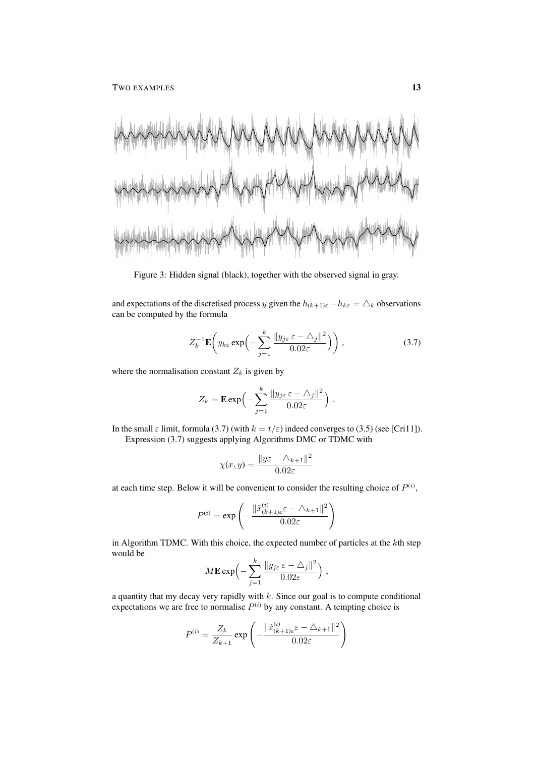Figure 3: Hidden signal (black), together with the observed signal in gray.

and expectations of the discretised process $y$ given the $h_{(k+1)\varepsilon} - h_{k\varepsilon} = \triangle_k$ observations can be computed by the formula

$$
Z_k^{-1}\mathbf{E}\bigg( y_{k\varepsilon} \exp\Big( -\sum_{j=1}^{k} \frac{\|y_{j\varepsilon}\,\varepsilon - \triangle_j\|^2}{0.02\varepsilon} \Big) \bigg) , \tag{3.7}
$$

where the normalisation constant $Z_k$ is given by

$$
Z_k = \mathbf{E}\exp\Big( -\sum_{j=1}^{k} \frac{\|y_{j\varepsilon}\,\varepsilon - \triangle_j\|^2}{0.02\varepsilon} \Big) .
$$

In the small $\varepsilon$ limit, formula (3.7) (with $k = t/\varepsilon$) indeed converges to (3.5) (see [Cri11]).

Expression (3.7) suggests applying Algorithms DMC or TDMC with

$$
\chi(x,y) = \frac{\|y\varepsilon - \triangle_{k+1}\|^2}{0.02\varepsilon}
$$

at each time step. Below it will be convenient to consider the resulting choice of $P^{(i)}$,

$$
P^{(i)} = \exp\left( -\frac{\|\tilde{x}^{(i)}_{(k+1)\varepsilon}\varepsilon - \triangle_{k+1}\|^2}{0.02\varepsilon} \right)
$$

in Algorithm TDMC. With this choice, the expected number of particles at the $k$th step would be

$$
M\mathbf{E}\exp\Big( -\sum_{j=1}^{k} \frac{\|y_{j\varepsilon}\,\varepsilon - \triangle_j\|^2}{0.02\varepsilon} \Big) ,
$$

a quantity that my decay very rapidly with $k$. Since our goal is to compute conditional expectations we are free to normalise $P^{(i)}$ by any constant. A tempting choice is

$$
P^{(i)} = \frac{Z_k}{Z_{k+1}} \exp\left( -\frac{\|\tilde{x}^{(i)}_{(k+1)\varepsilon}\varepsilon - \triangle_{k+1}\|^2}{0.02\varepsilon} \right)
$$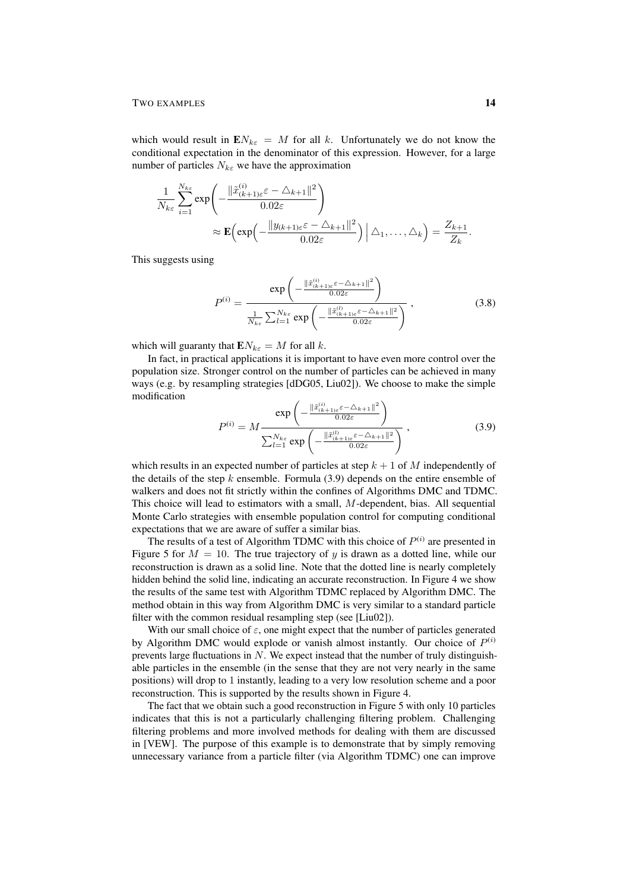which would result in $\mathbf{E}N_{k\varepsilon} = M$ for all $k$. Unfortunately we do not know the conditional expectation in the denominator of this expression. However, for a large number of particles $N_{k\varepsilon}$ we have the approximation

$$\frac{1}{N_{k\varepsilon}} \sum_{i=1}^{N_{k\varepsilon}} \exp\left( -\frac{\|\tilde{x}^{(i)}_{(k+1)\varepsilon} - \triangle_{k+1}\|^2}{0.02\varepsilon} \right) \approx \mathbf{E}\Big( \exp\Big( -\frac{\|y_{(k+1)\varepsilon} - \triangle_{k+1}\|^2}{0.02\varepsilon} \Big) \Big| \triangle_1, \ldots, \triangle_k \Big) = \frac{Z_{k+1}}{Z_k}.$$

This suggests using

$$P^{(i)} = \frac{\exp\left( -\frac{\|\tilde{x}^{(i)}_{(k+1)\varepsilon} - \triangle_{k+1}\|^2}{0.02\varepsilon} \right)}{\frac{1}{N_{k\varepsilon}} \sum_{l=1}^{N_{k\varepsilon}} \exp\left( -\frac{\|\tilde{x}^{(l)}_{(k+1)\varepsilon} - \triangle_{k+1}\|^2}{0.02\varepsilon} \right)}, \tag{3.8}$$

which will guaranty that $\mathbf{E}N_{k\varepsilon} = M$ for all $k$.

In fact, in practical applications it is important to have even more control over the population size. Stronger control on the number of particles can be achieved in many ways (e.g. by resampling strategies [dDG05, Liu02]). We choose to make the simple modification

$$P^{(i)} = M \frac{\exp\left( -\frac{\|\tilde{x}^{(i)}_{(k+1)\varepsilon} - \triangle_{k+1}\|^2}{0.02\varepsilon} \right)}{\sum_{l=1}^{N_{k\varepsilon}} \exp\left( -\frac{\|\tilde{x}^{(l)}_{(k+1)\varepsilon} - \triangle_{k+1}\|^2}{0.02\varepsilon} \right)}, \tag{3.9}$$

which results in an expected number of particles at step $k+1$ of $M$ independently of the details of the step $k$ ensemble. Formula (3.9) depends on the entire ensemble of walkers and does not fit strictly within the confines of Algorithms DMC and TDMC. This choice will lead to estimators with a small, $M$-dependent, bias. All sequential Monte Carlo strategies with ensemble population control for computing conditional expectations that we are aware of suffer a similar bias.

The results of a test of Algorithm TDMC with this choice of $P^{(i)}$ are presented in Figure 5 for $M = 10$. The true trajectory of $y$ is drawn as a dotted line, while our reconstruction is drawn as a solid line. Note that the dotted line is nearly completely hidden behind the solid line, indicating an accurate reconstruction. In Figure 4 we show the results of the same test with Algorithm TDMC replaced by Algorithm DMC. The method obtain in this way from Algorithm DMC is very similar to a standard particle filter with the common residual resampling step (see [Liu02]).

With our small choice of $\varepsilon$, one might expect that the number of particles generated by Algorithm DMC would explode or vanish almost instantly. Our choice of $P^{(i)}$ prevents large fluctuations in $N$. We expect instead that the number of truly distinguishable particles in the ensemble (in the sense that they are not very nearly in the same positions) will drop to 1 instantly, leading to a very low resolution scheme and a poor reconstruction. This is supported by the results shown in Figure 4.

The fact that we obtain such a good reconstruction in Figure 5 with only 10 particles indicates that this is not a particularly challenging filtering problem. Challenging filtering problems and more involved methods for dealing with them are discussed in [VEW]. The purpose of this example is to demonstrate that by simply removing unnecessary variance from a particle filter (via Algorithm TDMC) one can improve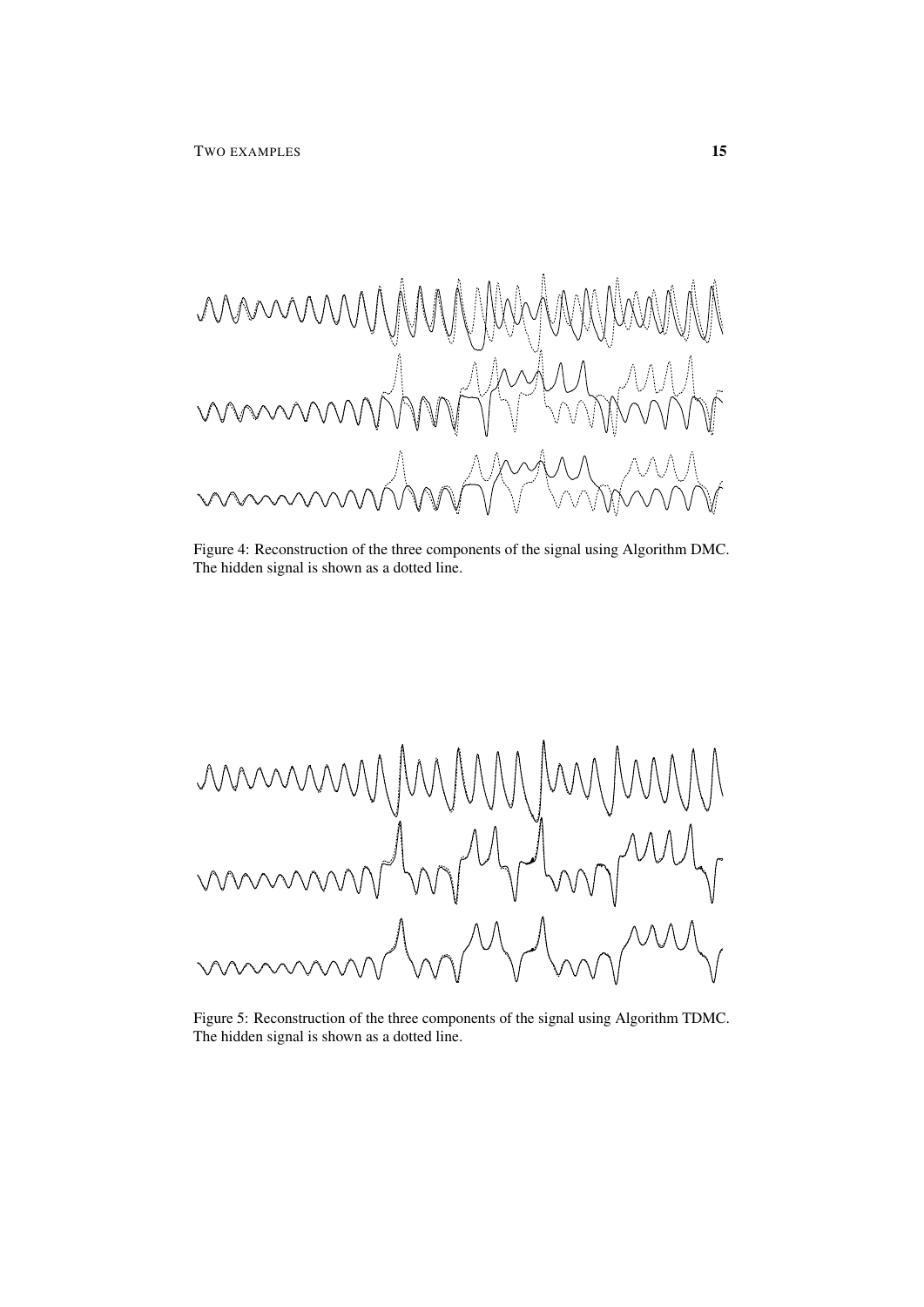Figure 4: Reconstruction of the three components of the signal using Algorithm DMC. The hidden signal is shown as a dotted line.

Figure 5: Reconstruction of the three components of the signal using Algorithm TDMC. The hidden signal is shown as a dotted line.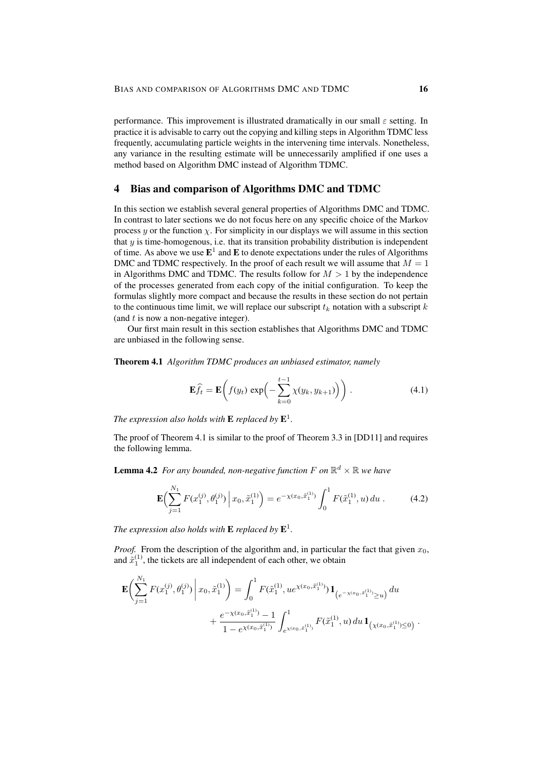performance. This improvement is illustrated dramatically in our small $\varepsilon$ setting. In practice it is advisable to carry out the copying and killing steps in Algorithm TDMC less frequently, accumulating particle weights in the intervening time intervals. Nonetheless, any variance in the resulting estimate will be unnecessarily amplified if one uses a method based on Algorithm DMC instead of Algorithm TDMC.

## 4 Bias and comparison of Algorithms DMC and TDMC

In this section we establish several general properties of Algorithms DMC and TDMC. In contrast to later sections we do not focus here on any specific choice of the Markov process $y$ or the function $\chi$. For simplicity in our displays we will assume in this section that $y$ is time-homogenous, i.e. that its transition probability distribution is independent of time. As above we use $\mathbf{E}^1$ and $\mathbf{E}$ to denote expectations under the rules of Algorithms DMC and TDMC respectively. In the proof of each result we will assume that $M = 1$ in Algorithms DMC and TDMC. The results follow for $M > 1$ by the independence of the processes generated from each copy of the initial configuration. To keep the formulas slightly more compact and because the results in these section do not pertain to the continuous time limit, we will replace our subscript $t_k$ notation with a subscript $k$ (and $t$ is now a non-negative integer).

Our first main result in this section establishes that Algorithms DMC and TDMC are unbiased in the following sense.

**Theorem 4.1** *Algorithm TDMC produces an unbiased estimator, namely*

$$\mathbf{E}\widehat{f}_t = \mathbf{E}\bigg( f(y_t) \, \exp\Big( -\sum_{k=0}^{t-1} \chi(y_k, y_{k+1}) \Big) \bigg) \, . \tag{4.1}$$

*The expression also holds with* $\mathbf{E}$ *replaced by* $\mathbf{E}^1$.

The proof of Theorem 4.1 is similar to the proof of Theorem 3.3 in [DD11] and requires the following lemma.

**Lemma 4.2** *For any bounded, non-negative function* $F$ *on* $\mathbb{R}^d \times \mathbb{R}$ *we have*

$$\mathbf{E}\Big( \sum_{j=1}^{N_1} F(x_1^{(j)}, \theta_1^{(j)}) \,\Big|\, x_0, \tilde{x}_1^{(1)} \Big) = e^{-\chi(x_0, \tilde{x}_1^{(1)})} \int_0^1 F(\tilde{x}_1^{(1)}, u) \, du \, . \tag{4.2}$$

*The expression also holds with* $\mathbf{E}$ *replaced by* $\mathbf{E}^1$.

*Proof.* From the description of the algorithm and, in particular the fact that given $x_0$, and $\tilde{x}_1^{(1)}$, the tickets are all independent of each other, we obtain

$$\mathbf{E}\bigg( \sum_{j=1}^{N_1} F(x_1^{(j)}, \theta_1^{(j)}) \,\bigg|\, x_0, \tilde{x}_1^{(1)} \bigg) = \int_0^1 F(\tilde{x}_1^{(1)}, u e^{\chi(x_0, \tilde{x}_1^{(1)})}) \, \mathbf{1}_{\left(e^{-\chi(x_0, \tilde{x}_1^{(1)})} \geq u\right)} \, du$$
$$+ \frac{e^{-\chi(x_0, \tilde{x}_1^{(1)})} - 1}{1 - e^{\chi(x_0, \tilde{x}_1^{(1)})}} \int_{e^{\chi(x_0, \tilde{x}_1^{(1)})}}^1 F(\tilde{x}_1^{(1)}, u) \, du \, \mathbf{1}_{\left(\chi(x_0, \tilde{x}_1^{(1)}) \leq 0\right)} \, .$$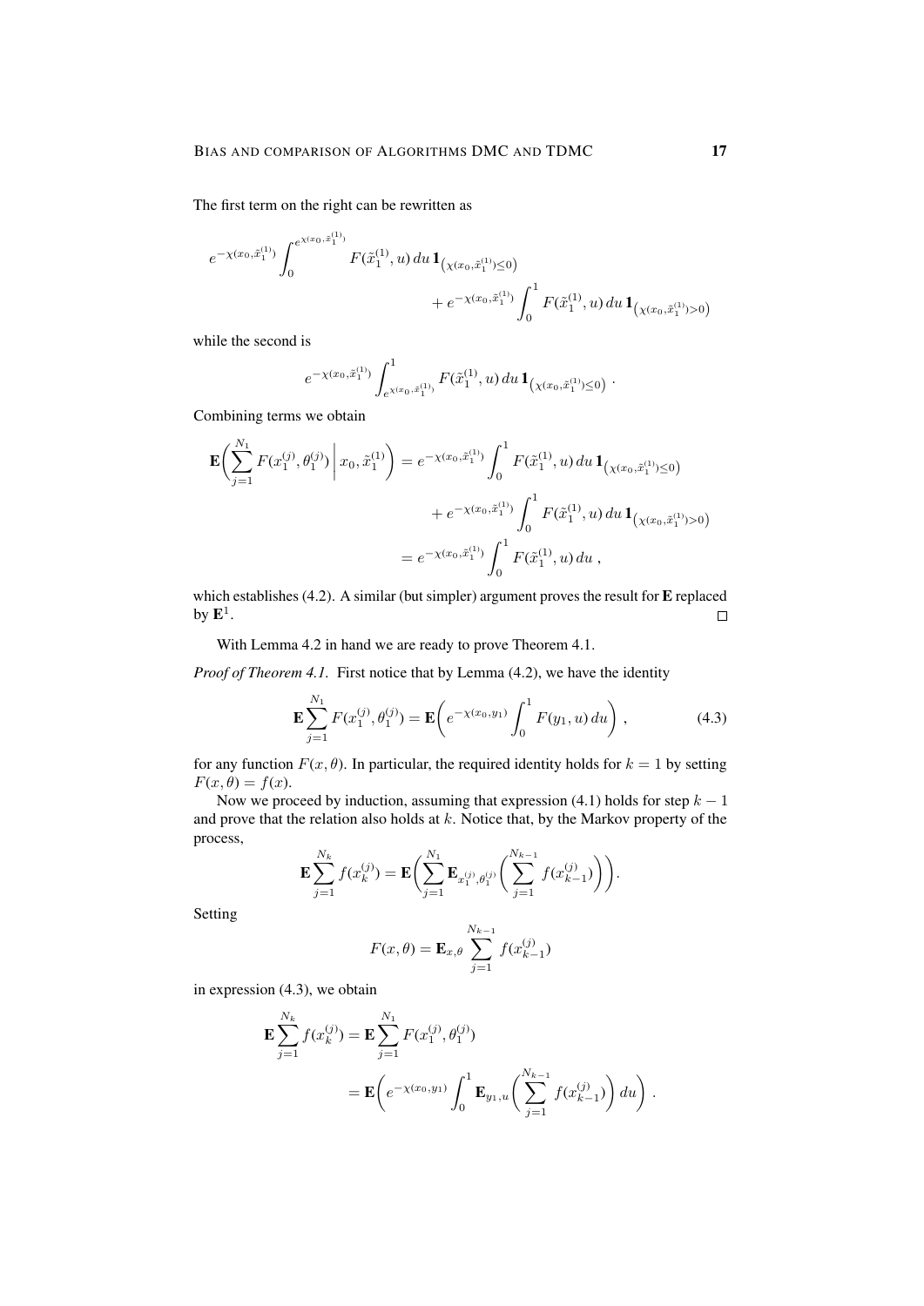The first term on the right can be rewritten as

$$
e^{-\chi(x_0,\tilde{x}_1^{(1)})} \int_0^{e^{\chi(x_0,\tilde{x}_1^{(1)})}} F(\tilde{x}_1^{(1)}, u)\, du\, \mathbf{1}_{\left(\chi(x_0,\tilde{x}_1^{(1)}) \le 0\right)} \\
+ e^{-\chi(x_0,\tilde{x}_1^{(1)})} \int_0^1 F(\tilde{x}_1^{(1)}, u)\, du\, \mathbf{1}_{\left(\chi(x_0,\tilde{x}_1^{(1)}) > 0\right)}
$$

while the second is

$$
e^{-\chi(x_0,\tilde{x}_1^{(1)})} \int_{e^{\chi(x_0,\tilde{x}_1^{(1)})}}^1 F(\tilde{x}_1^{(1)}, u)\, du\, \mathbf{1}_{\left(\chi(x_0,\tilde{x}_1^{(1)}) \le 0\right)} \, .
$$

Combining terms we obtain

$$
\begin{aligned}
\mathbf{E}\bigg( \sum_{j=1}^{N_1} F(x_1^{(j)}, \theta_1^{(j)}) \,\bigg|\, x_0, \tilde{x}_1^{(1)} \bigg) &= e^{-\chi(x_0,\tilde{x}_1^{(1)})} \int_0^1 F(\tilde{x}_1^{(1)}, u)\, du\, \mathbf{1}_{\left(\chi(x_0,\tilde{x}_1^{(1)}) \le 0\right)} \\
&\quad + e^{-\chi(x_0,\tilde{x}_1^{(1)})} \int_0^1 F(\tilde{x}_1^{(1)}, u)\, du\, \mathbf{1}_{\left(\chi(x_0,\tilde{x}_1^{(1)}) > 0\right)} \\
&= e^{-\chi(x_0,\tilde{x}_1^{(1)})} \int_0^1 F(\tilde{x}_1^{(1)}, u)\, du \, ,
\end{aligned}
$$

which establishes (4.2). A similar (but simpler) argument proves the result for $\mathbf{E}$ replaced by $\mathbf{E}^1$. □

With Lemma 4.2 in hand we are ready to prove Theorem 4.1.

*Proof of Theorem 4.1.* First notice that by Lemma (4.2), we have the identity

$$
\mathbf{E} \sum_{j=1}^{N_1} F(x_1^{(j)}, \theta_1^{(j)}) = \mathbf{E}\bigg( e^{-\chi(x_0,y_1)} \int_0^1 F(y_1, u)\, du \bigg) \, , \tag{4.3}
$$

for any function $F(x, \theta)$. In particular, the required identity holds for $k = 1$ by setting $F(x, \theta) = f(x)$.

Now we proceed by induction, assuming that expression (4.1) holds for step $k-1$ and prove that the relation also holds at $k$. Notice that, by the Markov property of the process,

$$
\mathbf{E} \sum_{j=1}^{N_k} f(x_k^{(j)}) = \mathbf{E}\bigg( \sum_{j=1}^{N_1} \mathbf{E}_{x_1^{(j)},\theta_1^{(j)}} \bigg( \sum_{j=1}^{N_{k-1}} f(x_{k-1}^{(j)}) \bigg) \bigg).
$$

Setting

$$
F(x, \theta) = \mathbf{E}_{x,\theta} \sum_{j=1}^{N_{k-1}} f(x_{k-1}^{(j)})
$$

in expression (4.3), we obtain

$$
\begin{aligned}
\mathbf{E} \sum_{j=1}^{N_k} f(x_k^{(j)}) &= \mathbf{E} \sum_{j=1}^{N_1} F(x_1^{(j)}, \theta_1^{(j)}) \\
&= \mathbf{E}\bigg( e^{-\chi(x_0,y_1)} \int_0^1 \mathbf{E}_{y_1,u} \bigg( \sum_{j=1}^{N_{k-1}} f(x_{k-1}^{(j)}) \bigg)\, du \bigg) \, .
\end{aligned}
$$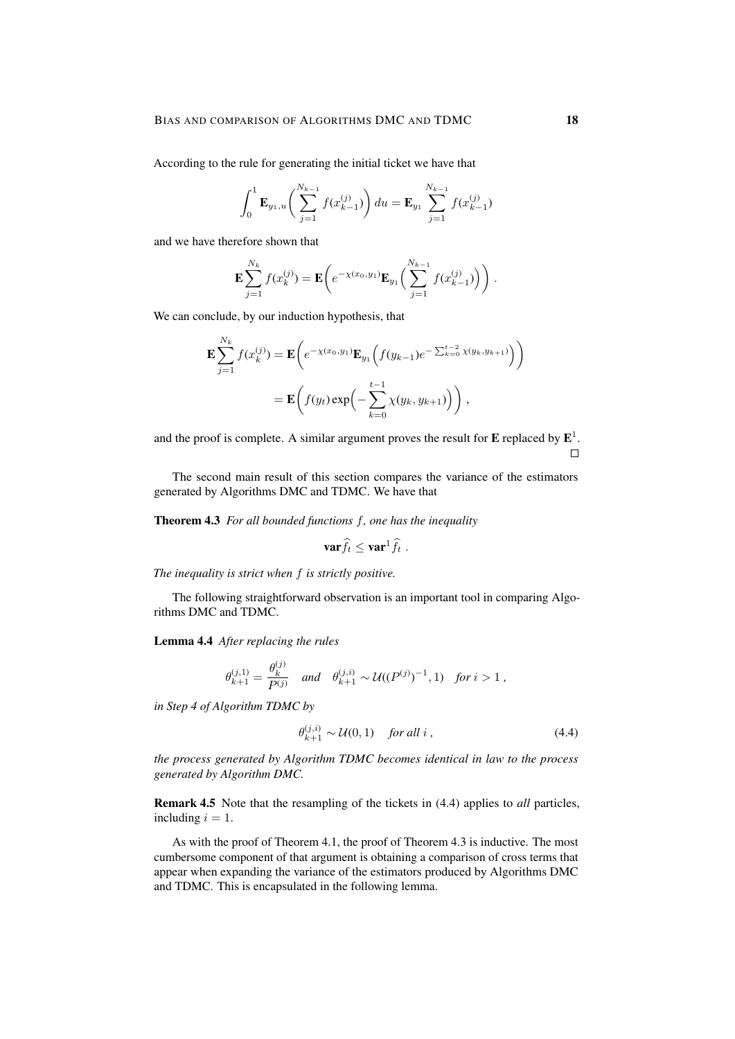According to the rule for generating the initial ticket we have that

$$\int_0^1 \mathbf{E}_{y_1,u}\bigg(\sum_{j=1}^{N_{k-1}} f(x_{k-1}^{(j)})\bigg)\,du = \mathbf{E}_{y_1}\sum_{j=1}^{N_{k-1}} f(x_{k-1}^{(j)})$$

and we have therefore shown that

$$\mathbf{E}\sum_{j=1}^{N_k} f(x_k^{(j)}) = \mathbf{E}\bigg(e^{-\chi(x_0,y_1)}\mathbf{E}_{y_1}\Big(\sum_{j=1}^{N_{k-1}} f(x_{k-1}^{(j)})\Big)\bigg)\,.$$

We can conclude, by our induction hypothesis, that

$$\begin{aligned}\mathbf{E}\sum_{j=1}^{N_k} f(x_k^{(j)}) &= \mathbf{E}\bigg(e^{-\chi(x_0,y_1)}\mathbf{E}_{y_1}\Big(f(y_{k-1})e^{-\sum_{k=0}^{t-2}\chi(y_k,y_{k+1})}\Big)\bigg)\\ &= \mathbf{E}\bigg(f(y_t)\exp\Big(-\sum_{k=0}^{t-1}\chi(y_k,y_{k+1})\Big)\bigg)\,,\end{aligned}$$

and the proof is complete. A similar argument proves the result for $\mathbf{E}$ replaced by $\mathbf{E}^1$. □

The second main result of this section compares the variance of the estimators generated by Algorithms DMC and TDMC. We have that

**Theorem 4.3** *For all bounded functions $f$, one has the inequality*

$$\mathbf{var}\widehat{f}_t \le \mathbf{var}^1\widehat{f}_t\,.$$

*The inequality is strict when $f$ is strictly positive.*

The following straightforward observation is an important tool in comparing Algorithms DMC and TDMC.

**Lemma 4.4** *After replacing the rules*

$$\theta_{k+1}^{(j,1)} = \frac{\theta_k^{(j)}}{P^{(j)}} \quad \textit{and} \quad \theta_{k+1}^{(j,i)} \sim \mathcal{U}((P^{(j)})^{-1},1) \quad \textit{for } i>1\,,$$

*in Step 4 of Algorithm TDMC by*

$$\theta_{k+1}^{(j,i)} \sim \mathcal{U}(0,1) \quad \textit{for all } i\,, \tag{4.4}$$

*the process generated by Algorithm TDMC becomes identical in law to the process generated by Algorithm DMC.*

**Remark 4.5** Note that the resampling of the tickets in (4.4) applies to *all* particles, including $i=1$.

As with the proof of Theorem 4.1, the proof of Theorem 4.3 is inductive. The most cumbersome component of that argument is obtaining a comparison of cross terms that appear when expanding the variance of the estimators produced by Algorithms DMC and TDMC. This is encapsulated in the following lemma.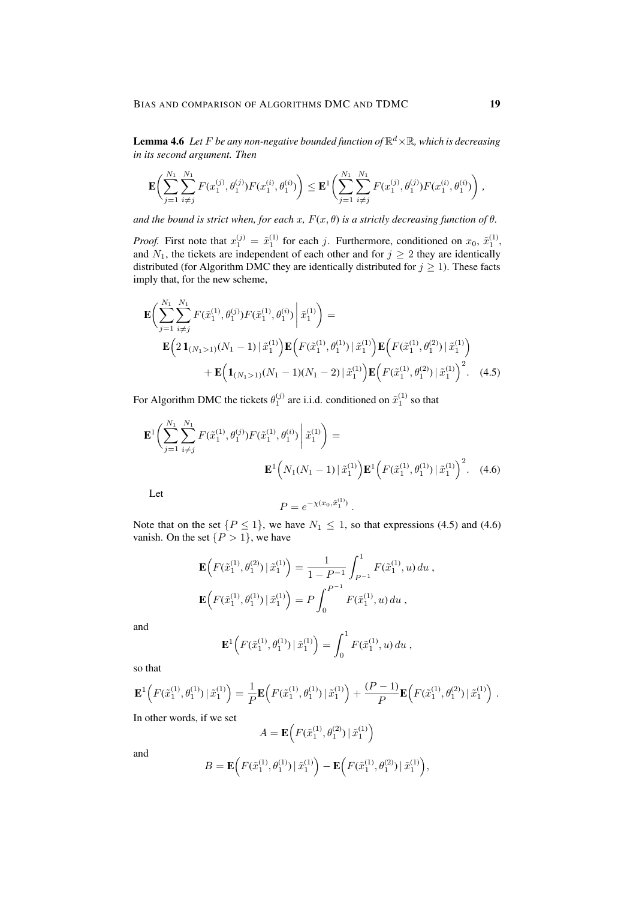**Lemma 4.6** *Let $F$ be any non-negative bounded function of $\mathbb{R}^d \times \mathbb{R}$, which is decreasing in its second argument. Then*

$$
\mathbf{E}\Big( \sum_{j=1}^{N_1} \sum_{i \neq j}^{N_1} F(x_1^{(j)}, \theta_1^{(j)}) F(x_1^{(i)}, \theta_1^{(i)}) \Big) \leq \mathbf{E}^1 \Big( \sum_{j=1}^{N_1} \sum_{i \neq j}^{N_1} F(x_1^{(j)}, \theta_1^{(j)}) F(x_1^{(i)}, \theta_1^{(i)}) \Big) ,
$$

*and the bound is strict when, for each $x$, $F(x, \theta)$ is a strictly decreasing function of $\theta$.*

*Proof.* First note that $x_1^{(j)} = \tilde{x}_1^{(1)}$ for each $j$. Furthermore, conditioned on $x_0$, $\tilde{x}_1^{(1)}$, and $N_1$, the tickets are independent of each other and for $j \geq 2$ they are identically distributed (for Algorithm DMC they are identically distributed for $j \geq 1$). These facts imply that, for the new scheme,

$$
\begin{aligned}
\mathbf{E}\Big( \sum_{j=1}^{N_1} \sum_{i \neq j}^{N_1} F(\tilde{x}_1^{(1)}, \theta_1^{(j)}) F(\tilde{x}_1^{(1)}, \theta_1^{(i)}) \,\Big|\, \tilde{x}_1^{(1)} \Big) &= \\
\mathbf{E}\Big( 2\, \mathbf{1}_{(N_1 > 1)} (N_1 - 1) \,|\, \tilde{x}_1^{(1)} \Big) &\mathbf{E}\Big( F(\tilde{x}_1^{(1)}, \theta_1^{(1)}) \,|\, \tilde{x}_1^{(1)} \Big) \mathbf{E}\Big( F(\tilde{x}_1^{(1)}, \theta_1^{(2)}) \,|\, \tilde{x}_1^{(1)} \Big) \\
&+ \mathbf{E}\Big( \mathbf{1}_{(N_1 > 1)} (N_1 - 1)(N_1 - 2) \,|\, \tilde{x}_1^{(1)} \Big) \mathbf{E}\Big( F(\tilde{x}_1^{(1)}, \theta_1^{(2)}) \,|\, \tilde{x}_1^{(1)} \Big)^2 . \quad (4.5)
\end{aligned}
$$

For Algorithm DMC the tickets $\theta_1^{(j)}$ are i.i.d. conditioned on $\tilde{x}_1^{(1)}$ so that

$$
\begin{aligned}
\mathbf{E}^1\Big( \sum_{j=1}^{N_1} \sum_{i \neq j}^{N_1} F(\tilde{x}_1^{(1)}, \theta_1^{(j)}) F(\tilde{x}_1^{(1)}, \theta_1^{(i)}) \,\Big|\, \tilde{x}_1^{(1)} \Big) &= \\
&\mathbf{E}^1\Big( N_1 (N_1 - 1) \,|\, \tilde{x}_1^{(1)} \Big) \mathbf{E}^1\Big( F(\tilde{x}_1^{(1)}, \theta_1^{(1)}) \,|\, \tilde{x}_1^{(1)} \Big)^2 . \quad (4.6)
\end{aligned}
$$

Let

$$
P = e^{-\chi(x_0, \tilde{x}_1^{(1)})} .
$$

Note that on the set $\{P \leq 1\}$, we have $N_1 \leq 1$, so that expressions (4.5) and (4.6) vanish. On the set $\{P > 1\}$, we have

$$
\begin{aligned}
\mathbf{E}\Big( F(\tilde{x}_1^{(1)}, \theta_1^{(2)}) \,|\, \tilde{x}_1^{(1)} \Big) &= \frac{1}{1 - P^{-1}} \int_{P^{-1}}^{1} F(\tilde{x}_1^{(1)}, u) \, du , \\
\mathbf{E}\Big( F(\tilde{x}_1^{(1)}, \theta_1^{(1)}) \,|\, \tilde{x}_1^{(1)} \Big) &= P \int_0^{P^{-1}} F(\tilde{x}_1^{(1)}, u) \, du ,
\end{aligned}
$$

and

$$
\mathbf{E}^1\Big( F(\tilde{x}_1^{(1)}, \theta_1^{(1)}) \,|\, \tilde{x}_1^{(1)} \Big) = \int_0^1 F(\tilde{x}_1^{(1)}, u) \, du ,
$$

so that

$$
\mathbf{E}^1\Big( F(\tilde{x}_1^{(1)}, \theta_1^{(1)}) \,|\, \tilde{x}_1^{(1)} \Big) = \frac{1}{P} \mathbf{E}\Big( F(\tilde{x}_1^{(1)}, \theta_1^{(1)}) \,|\, \tilde{x}_1^{(1)} \Big) + \frac{(P-1)}{P} \mathbf{E}\Big( F(\tilde{x}_1^{(1)}, \theta_1^{(2)}) \,|\, \tilde{x}_1^{(1)} \Big) .
$$

In other words, if we set

$$
A = \mathbf{E}\Big( F(\tilde{x}_1^{(1)}, \theta_1^{(2)}) \,|\, \tilde{x}_1^{(1)} \Big)
$$

and

$$
B = \mathbf{E}\Big( F(\tilde{x}_1^{(1)}, \theta_1^{(1)}) \,|\, \tilde{x}_1^{(1)} \Big) - \mathbf{E}\Big( F(\tilde{x}_1^{(1)}, \theta_1^{(2)}) \,|\, \tilde{x}_1^{(1)} \Big),
$$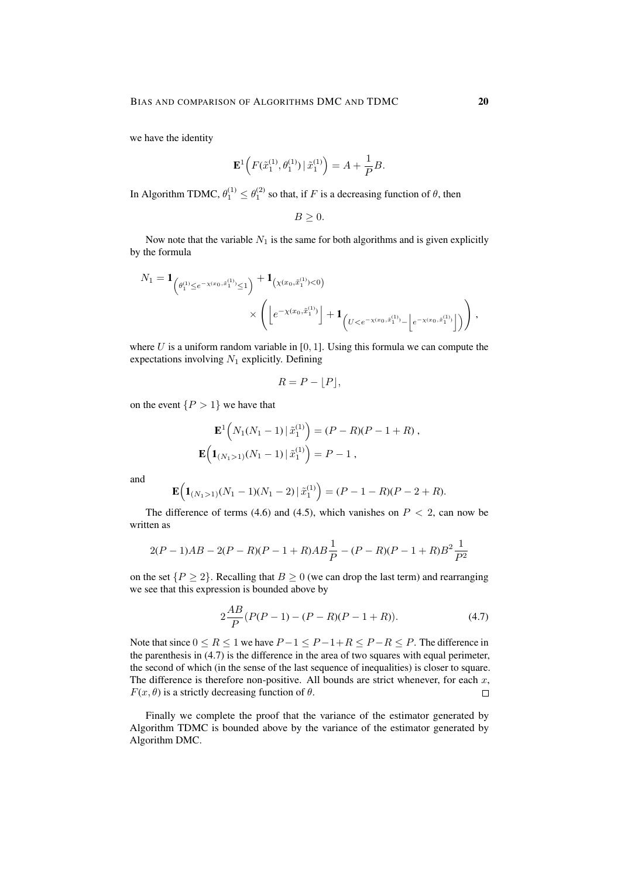we have the identity

$$\mathbf{E}^1\Big(F(\tilde{x}_1^{(1)}, \theta_1^{(1)}) \,|\, \tilde{x}_1^{(1)}\Big) = A + \frac{1}{P}B.$$

In Algorithm TDMC, $\theta_1^{(1)} \leq \theta_1^{(2)}$ so that, if $F$ is a decreasing function of $\theta$, then

$$B \geq 0.$$

Now note that the variable $N_1$ is the same for both algorithms and is given explicitly by the formula

$$N_1 = \mathbf{1}_{\left(\theta_1^{(1)} \leq e^{-\chi(x_0, \tilde{x}_1^{(1)})} \leq 1\right)} + \mathbf{1}_{\left(\chi(x_0, \tilde{x}_1^{(1)}) < 0\right)} \times \left( \left\lfloor e^{-\chi(x_0, \tilde{x}_1^{(1)})} \right\rfloor + \mathbf{1}_{\left(U < e^{-\chi(x_0, \tilde{x}_1^{(1)})} - \left\lfloor e^{-\chi(x_0, \tilde{x}_1^{(1)})} \right\rfloor \right)} \right),$$

where $U$ is a uniform random variable in $[0, 1]$. Using this formula we can compute the expectations involving $N_1$ explicitly. Defining

$$R = P - \lfloor P \rfloor,$$

on the event $\{P > 1\}$ we have that

$$\mathbf{E}^1\Big(N_1(N_1 - 1) \,|\, \tilde{x}_1^{(1)}\Big) = (P - R)(P - 1 + R)\,,$$

$$\mathbf{E}\Big(\mathbf{1}_{(N_1 > 1)}(N_1 - 1) \,|\, \tilde{x}_1^{(1)}\Big) = P - 1\,,$$

and

$$\mathbf{E}\Big(\mathbf{1}_{(N_1 > 1)}(N_1 - 1)(N_1 - 2) \,|\, \tilde{x}_1^{(1)}\Big) = (P - 1 - R)(P - 2 + R).$$

The difference of terms (4.6) and (4.5), which vanishes on $P < 2$, can now be written as

$$2(P-1)AB - 2(P-R)(P-1+R)AB\frac{1}{P} - (P-R)(P-1+R)B^2\frac{1}{P^2}$$

on the set $\{P \geq 2\}$. Recalling that $B \geq 0$ (we can drop the last term) and rearranging we see that this expression is bounded above by

$$2\frac{AB}{P}\big(P(P-1) - (P-R)(P-1+R)\big). \tag{4.7}$$

Note that since $0 \leq R \leq 1$ we have $P - 1 \leq P - 1 + R \leq P - R \leq P$. The difference in the parenthesis in (4.7) is the difference in the area of two squares with equal perimeter, the second of which (in the sense of the last sequence of inequalities) is closer to square. The difference is therefore non-positive. All bounds are strict whenever, for each $x$, $F(x, \theta)$ is a strictly decreasing function of $\theta$. □

Finally we complete the proof that the variance of the estimator generated by Algorithm TDMC is bounded above by the variance of the estimator generated by Algorithm DMC.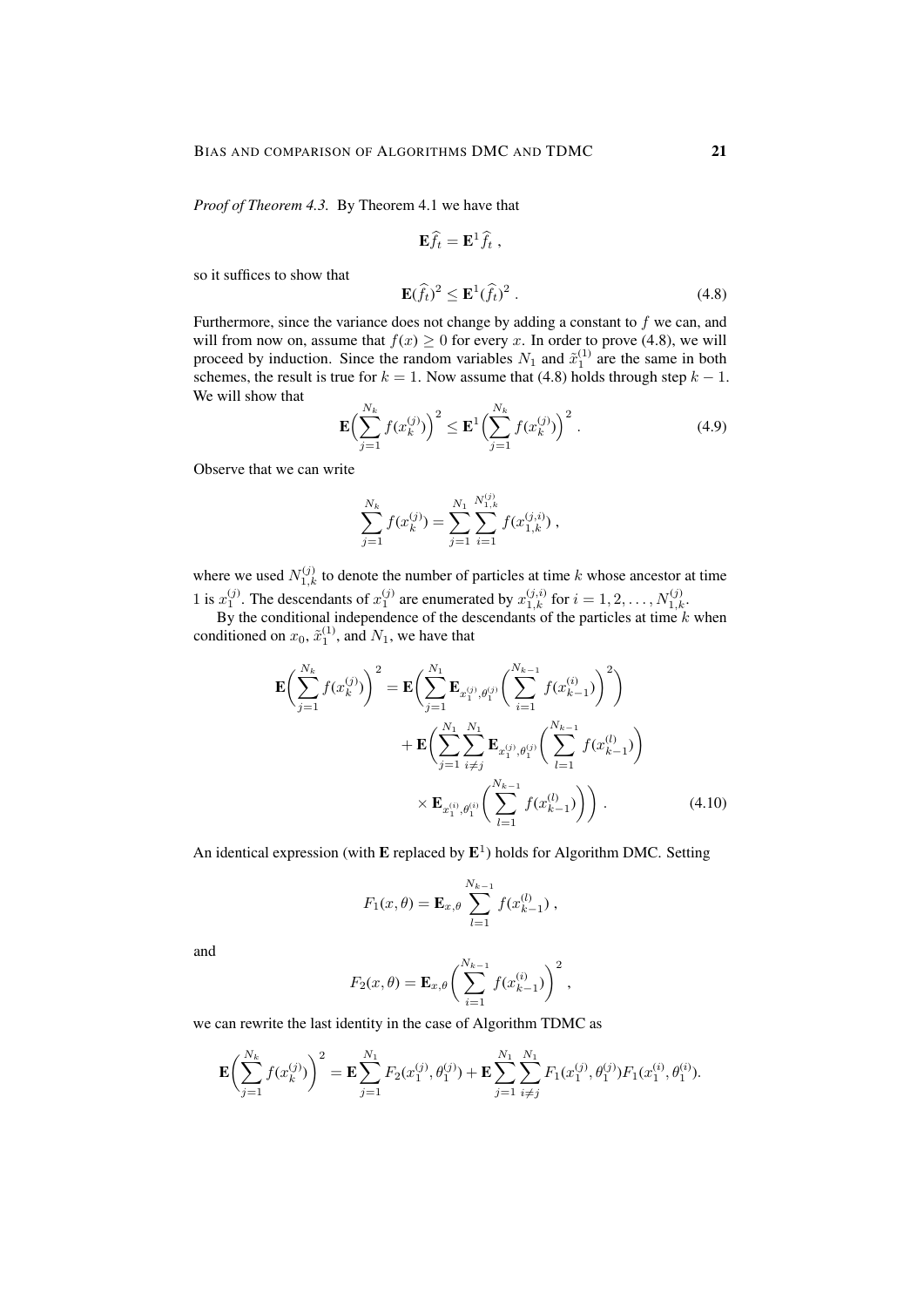*Proof of Theorem 4.3.* By Theorem 4.1 we have that

$$\mathbf{E}\widehat{f}_t = \mathbf{E}^1\widehat{f}_t \,,$$

so it suffices to show that

$$\mathbf{E}(\widehat{f}_t)^2 \leq \mathbf{E}^1(\widehat{f}_t)^2 \,. \tag{4.8}$$

Furthermore, since the variance does not change by adding a constant to $f$ we can, and will from now on, assume that $f(x) \geq 0$ for every $x$. In order to prove (4.8), we will proceed by induction. Since the random variables $N_1$ and $\tilde{x}_1^{(1)}$ are the same in both schemes, the result is true for $k = 1$. Now assume that (4.8) holds through step $k-1$. We will show that

$$\mathbf{E}\Big(\sum_{j=1}^{N_k} f(x_k^{(j)})\Big)^2 \leq \mathbf{E}^1\Big(\sum_{j=1}^{N_k} f(x_k^{(j)})\Big)^2 \,. \tag{4.9}$$

Observe that we can write

$$\sum_{j=1}^{N_k} f(x_k^{(j)}) = \sum_{j=1}^{N_1}\sum_{i=1}^{N_{1,k}^{(j)}} f(x_{1,k}^{(j,i)}) \,,$$

where we used $N_{1,k}^{(j)}$ to denote the number of particles at time $k$ whose ancestor at time 1 is $x_1^{(j)}$. The descendants of $x_1^{(j)}$ are enumerated by $x_{1,k}^{(j,i)}$ for $i = 1, 2, \ldots, N_{1,k}^{(j)}$.

By the conditional independence of the descendants of the particles at time $k$ when conditioned on $x_0$, $\tilde{x}_1^{(1)}$, and $N_1$, we have that

$$\begin{aligned}
\mathbf{E}\Big(\sum_{j=1}^{N_k} f(x_k^{(j)})\Big)^2 &= \mathbf{E}\Big(\sum_{j=1}^{N_1}\mathbf{E}_{x_1^{(j)},\theta_1^{(j)}}\Big(\sum_{i=1}^{N_{k-1}} f(x_{k-1}^{(i)})\Big)^2\Big) \\
&\quad + \mathbf{E}\Big(\sum_{j=1}^{N_1}\sum_{i\neq j}^{N_1}\mathbf{E}_{x_1^{(j)},\theta_1^{(j)}}\Big(\sum_{l=1}^{N_{k-1}} f(x_{k-1}^{(l)})\Big) \\
&\qquad \times \mathbf{E}_{x_1^{(i)},\theta_1^{(i)}}\Big(\sum_{l=1}^{N_{k-1}} f(x_{k-1}^{(l)})\Big)\Big) \,.
\end{aligned} \tag{4.10}$$

An identical expression (with $\mathbf{E}$ replaced by $\mathbf{E}^1$) holds for Algorithm DMC. Setting

$$F_1(x,\theta) = \mathbf{E}_{x,\theta}\sum_{l=1}^{N_{k-1}} f(x_{k-1}^{(l)}) \,,$$

and

$$F_2(x,\theta) = \mathbf{E}_{x,\theta}\Big(\sum_{i=1}^{N_{k-1}} f(x_{k-1}^{(i)})\Big)^2 \,,$$

we can rewrite the last identity in the case of Algorithm TDMC as

$$\mathbf{E}\Big(\sum_{j=1}^{N_k} f(x_k^{(j)})\Big)^2 = \mathbf{E}\sum_{j=1}^{N_1} F_2(x_1^{(j)},\theta_1^{(j)}) + \mathbf{E}\sum_{j=1}^{N_1}\sum_{i\neq j}^{N_1} F_1(x_1^{(j)},\theta_1^{(j)})F_1(x_1^{(i)},\theta_1^{(i)}).$$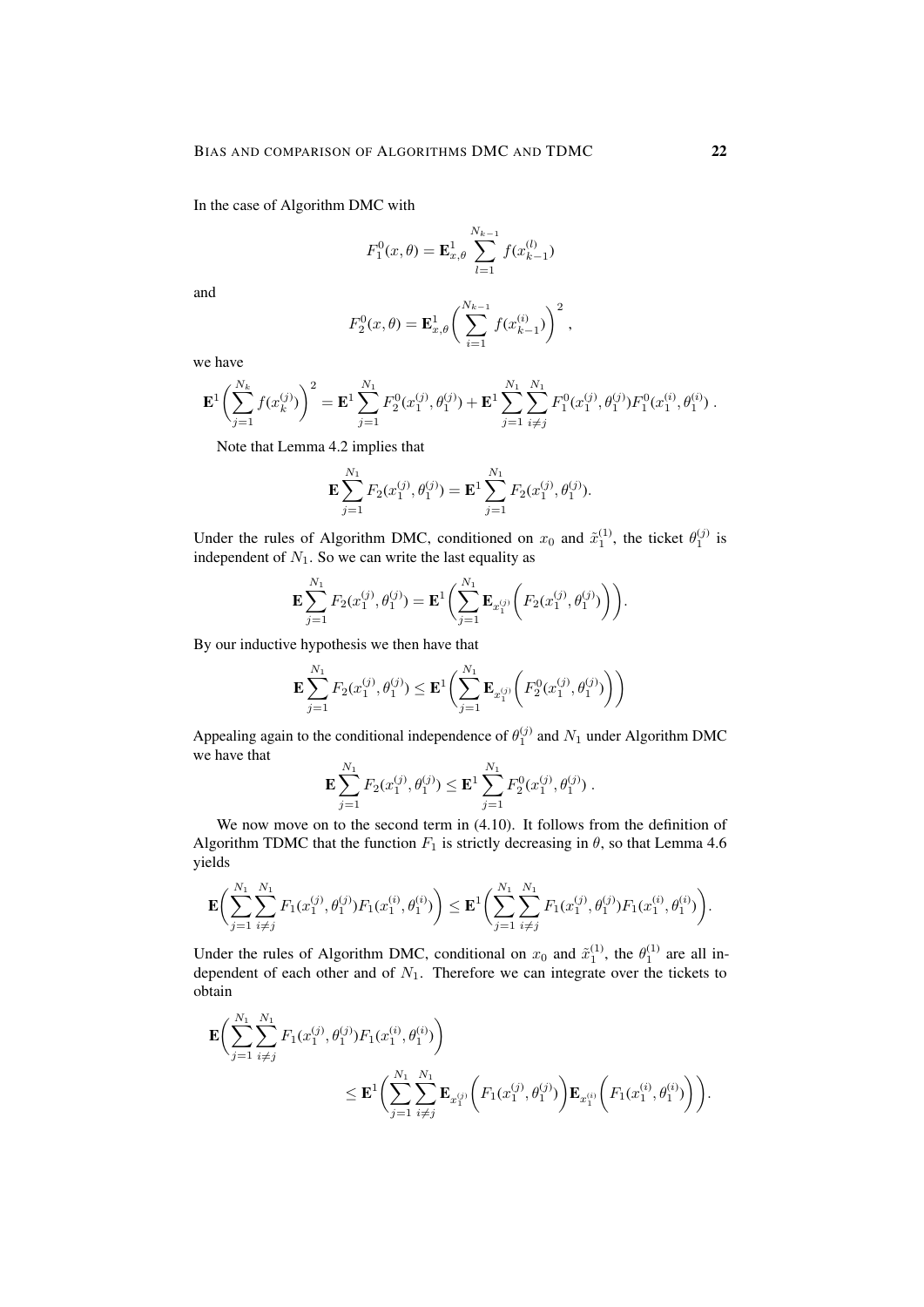In the case of Algorithm DMC with

$$F_1^0(x,\theta) = \mathbf{E}^1_{x,\theta} \sum_{l=1}^{N_{k-1}} f(x_{k-1}^{(l)})$$

and

$$F_2^0(x,\theta) = \mathbf{E}^1_{x,\theta} \bigg( \sum_{i=1}^{N_{k-1}} f(x_{k-1}^{(i)}) \bigg)^2 ,$$

we have

$$\mathbf{E}^1 \bigg( \sum_{j=1}^{N_k} f(x_k^{(j)}) \bigg)^2 = \mathbf{E}^1 \sum_{j=1}^{N_1} F_2^0(x_1^{(j)}, \theta_1^{(j)}) + \mathbf{E}^1 \sum_{j=1}^{N_1} \sum_{i \neq j}^{N_1} F_1^0(x_1^{(j)}, \theta_1^{(j)}) F_1^0(x_1^{(i)}, \theta_1^{(i)}) \, .$$

Note that Lemma 4.2 implies that

$$\mathbf{E} \sum_{j=1}^{N_1} F_2(x_1^{(j)}, \theta_1^{(j)}) = \mathbf{E}^1 \sum_{j=1}^{N_1} F_2(x_1^{(j)}, \theta_1^{(j)}).$$

Under the rules of Algorithm DMC, conditioned on $x_0$ and $\tilde{x}_1^{(1)}$, the ticket $\theta_1^{(j)}$ is independent of $N_1$. So we can write the last equality as

$$\mathbf{E} \sum_{j=1}^{N_1} F_2(x_1^{(j)}, \theta_1^{(j)}) = \mathbf{E}^1 \bigg( \sum_{j=1}^{N_1} \mathbf{E}_{x_1^{(j)}} \Big( F_2(x_1^{(j)}, \theta_1^{(j)}) \Big) \bigg).$$

By our inductive hypothesis we then have that

$$\mathbf{E} \sum_{j=1}^{N_1} F_2(x_1^{(j)}, \theta_1^{(j)}) \leq \mathbf{E}^1 \bigg( \sum_{j=1}^{N_1} \mathbf{E}_{x_1^{(j)}} \Big( F_2^0(x_1^{(j)}, \theta_1^{(j)}) \Big) \bigg)$$

Appealing again to the conditional independence of $\theta_1^{(j)}$ and $N_1$ under Algorithm DMC we have that

$$\mathbf{E} \sum_{j=1}^{N_1} F_2(x_1^{(j)}, \theta_1^{(j)}) \leq \mathbf{E}^1 \sum_{j=1}^{N_1} F_2^0(x_1^{(j)}, \theta_1^{(j)}) \, .$$

We now move on to the second term in (4.10). It follows from the definition of Algorithm TDMC that the function $F_1$ is strictly decreasing in $\theta$, so that Lemma 4.6 yields

$$\mathbf{E} \bigg( \sum_{j=1}^{N_1} \sum_{i \neq j}^{N_1} F_1(x_1^{(j)}, \theta_1^{(j)}) F_1(x_1^{(i)}, \theta_1^{(i)}) \bigg) \leq \mathbf{E}^1 \bigg( \sum_{j=1}^{N_1} \sum_{i \neq j}^{N_1} F_1(x_1^{(j)}, \theta_1^{(j)}) F_1(x_1^{(i)}, \theta_1^{(i)}) \bigg).$$

Under the rules of Algorithm DMC, conditional on $x_0$ and $\tilde{x}_1^{(1)}$, the $\theta_1^{(1)}$ are all independent of each other and of $N_1$. Therefore we can integrate over the tickets to obtain

$$\begin{aligned} \mathbf{E} \bigg( \sum_{j=1}^{N_1} \sum_{i \neq j}^{N_1} & F_1(x_1^{(j)}, \theta_1^{(j)}) F_1(x_1^{(i)}, \theta_1^{(i)}) \bigg) \\ & \leq \mathbf{E}^1 \bigg( \sum_{j=1}^{N_1} \sum_{i \neq j}^{N_1} \mathbf{E}_{x_1^{(j)}} \Big( F_1(x_1^{(j)}, \theta_1^{(j)}) \Big) \mathbf{E}_{x_1^{(i)}} \Big( F_1(x_1^{(i)}, \theta_1^{(i)}) \Big) \bigg). \end{aligned}$$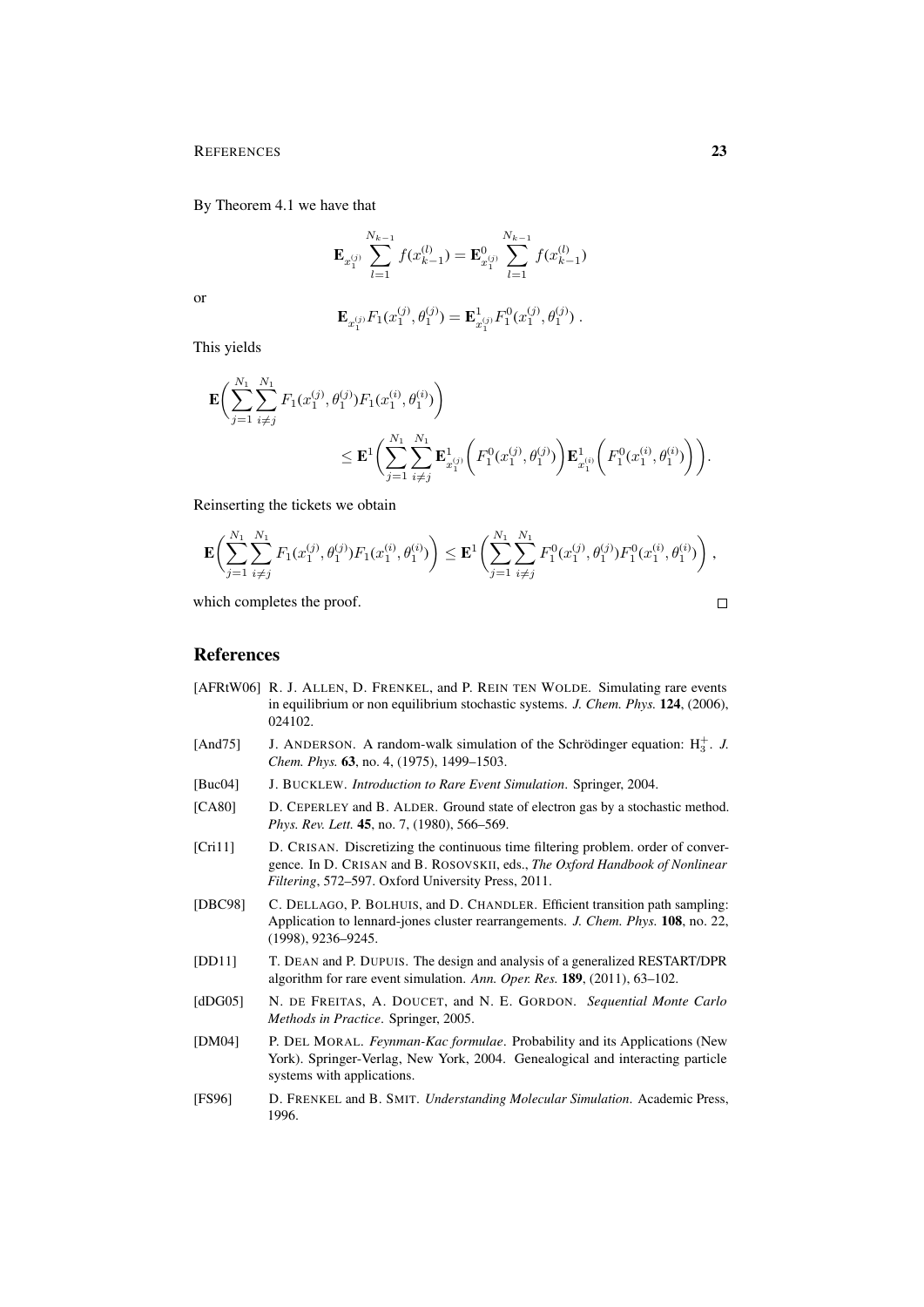By Theorem 4.1 we have that

$$\mathbf{E}_{x_1^{(j)}} \sum_{l=1}^{N_{k-1}} f(x_{k-1}^{(l)}) = \mathbf{E}^0_{x_1^{(j)}} \sum_{l=1}^{N_{k-1}} f(x_{k-1}^{(l)})$$

or

$$\mathbf{E}_{x_1^{(j)}} F_1(x_1^{(j)}, \theta_1^{(j)}) = \mathbf{E}^1_{x_1^{(j)}} F_1^0(x_1^{(j)}, \theta_1^{(j)}) \ .$$

This yields

$$\mathbf{E}\biggl( \sum_{j=1}^{N_1} \sum_{i \neq j}^{N_1} F_1(x_1^{(j)}, \theta_1^{(j)}) F_1(x_1^{(i)}, \theta_1^{(i)}) \biggr) \\ \leq \mathbf{E}^1 \biggl( \sum_{j=1}^{N_1} \sum_{i \neq j}^{N_1} \mathbf{E}^1_{x_1^{(j)}} \biggl( F_1^0(x_1^{(j)}, \theta_1^{(j)}) \biggr) \mathbf{E}^1_{x_1^{(i)}} \biggl( F_1^0(x_1^{(i)}, \theta_1^{(i)}) \biggr) \biggr).$$

Reinserting the tickets we obtain

$$\mathbf{E}\biggl( \sum_{j=1}^{N_1} \sum_{i \neq j}^{N_1} F_1(x_1^{(j)}, \theta_1^{(j)}) F_1(x_1^{(i)}, \theta_1^{(i)}) \biggr) \leq \mathbf{E}^1 \biggl( \sum_{j=1}^{N_1} \sum_{i \neq j}^{N_1} F_1^0(x_1^{(j)}, \theta_1^{(j)}) F_1^0(x_1^{(i)}, \theta_1^{(i)}) \biggr) \, ,$$

which completes the proof. □

## References

[AFRtW06] R. J. Allen, D. Frenkel, and P. Rein ten Wolde. Simulating rare events in equilibrium or non equilibrium stochastic systems. *J. Chem. Phys.* **124**, (2006), 024102.

[And75] J. Anderson. A random-walk simulation of the Schrödinger equation: $H_3^+$. *J. Chem. Phys.* **63**, no. 4, (1975), 1499–1503.

[Buc04] J. Bucklew. *Introduction to Rare Event Simulation*. Springer, 2004.

[CA80] D. Ceperley and B. Alder. Ground state of electron gas by a stochastic method. *Phys. Rev. Lett.* **45**, no. 7, (1980), 566–569.

[Cri11] D. Crisan. Discretizing the continuous time filtering problem. order of convergence. In D. Crisan and B. Rosovskii, eds., *The Oxford Handbook of Nonlinear Filtering*, 572–597. Oxford University Press, 2011.

[DBC98] C. Dellago, P. Bolhuis, and D. Chandler. Efficient transition path sampling: Application to lennard-jones cluster rearrangements. *J. Chem. Phys.* **108**, no. 22, (1998), 9236–9245.

[DD11] T. Dean and P. Dupuis. The design and analysis of a generalized RESTART/DPR algorithm for rare event simulation. *Ann. Oper. Res.* **189**, (2011), 63–102.

[dDG05] N. de Freitas, A. Doucet, and N. E. Gordon. *Sequential Monte Carlo Methods in Practice*. Springer, 2005.

[DM04] P. Del Moral. *Feynman-Kac formulae*. Probability and its Applications (New York). Springer-Verlag, New York, 2004. Genealogical and interacting particle systems with applications.

[FS96] D. Frenkel and B. Smit. *Understanding Molecular Simulation*. Academic Press, 1996.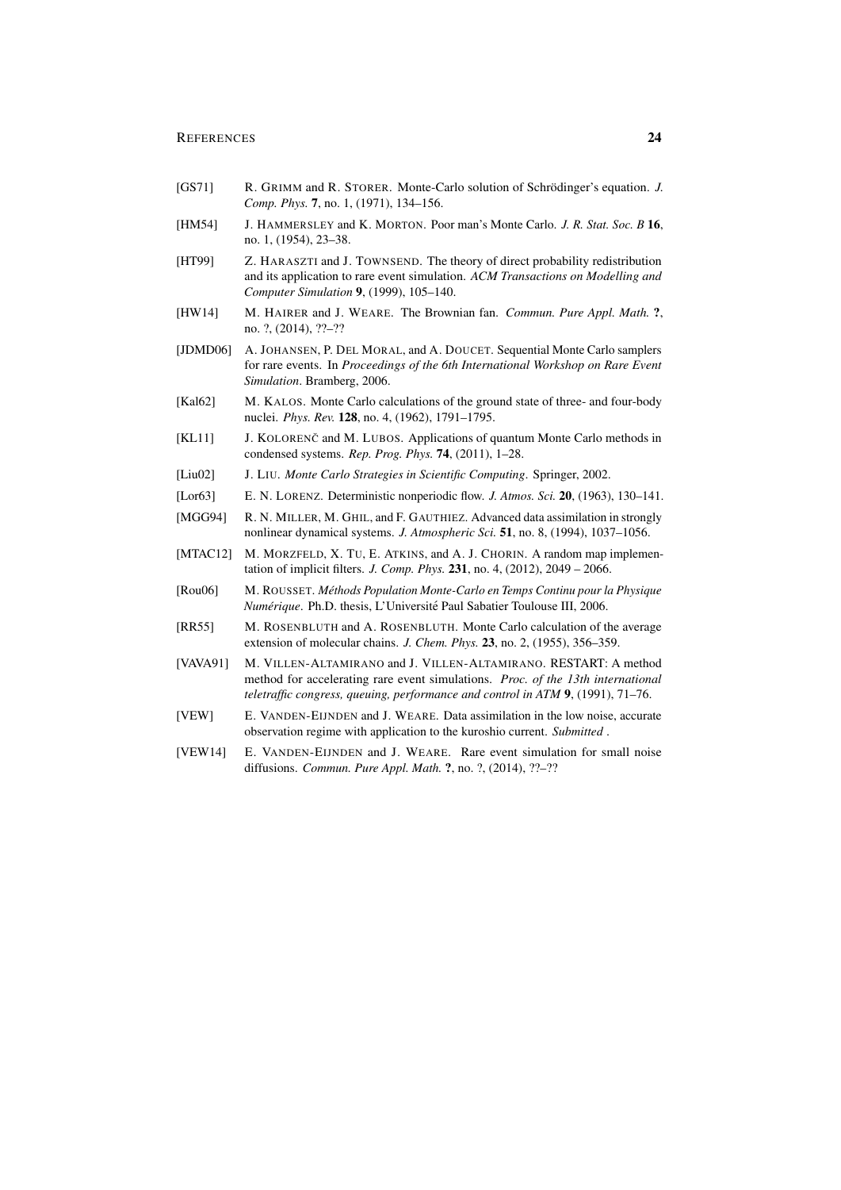[GS71] R. Grimm and R. Storer. Monte-Carlo solution of Schrödinger's equation. *J. Comp. Phys.* **7**, no. 1, (1971), 134–156.

[HM54] J. Hammersley and K. Morton. Poor man's Monte Carlo. *J. R. Stat. Soc. B* **16**, no. 1, (1954), 23–38.

[HT99] Z. Haraszti and J. Townsend. The theory of direct probability redistribution and its application to rare event simulation. *ACM Transactions on Modelling and Computer Simulation* **9**, (1999), 105–140.

[HW14] M. Hairer and J. Weare. The Brownian fan. *Commun. Pure Appl. Math.* **?**, no. ?, (2014), ??–??

[JDMD06] A. Johansen, P. Del Moral, and A. Doucet. Sequential Monte Carlo samplers for rare events. In *Proceedings of the 6th International Workshop on Rare Event Simulation*. Bramberg, 2006.

[Kal62] M. Kalos. Monte Carlo calculations of the ground state of three- and four-body nuclei. *Phys. Rev.* **128**, no. 4, (1962), 1791–1795.

[KL11] J. Kolorenč and M. Lubos. Applications of quantum Monte Carlo methods in condensed systems. *Rep. Prog. Phys.* **74**, (2011), 1–28.

[Liu02] J. Liu. *Monte Carlo Strategies in Scientific Computing*. Springer, 2002.

[Lor63] E. N. Lorenz. Deterministic nonperiodic flow. *J. Atmos. Sci.* **20**, (1963), 130–141.

[MGG94] R. N. Miller, M. Ghil, and F. Gauthiez. Advanced data assimilation in strongly nonlinear dynamical systems. *J. Atmospheric Sci.* **51**, no. 8, (1994), 1037–1056.

[MTAC12] M. Morzfeld, X. Tu, E. Atkins, and A. J. Chorin. A random map implementation of implicit filters. *J. Comp. Phys.* **231**, no. 4, (2012), 2049 – 2066.

[Rou06] M. Rousset. *Méthods Population Monte-Carlo en Temps Continu pour la Physique Numérique*. Ph.D. thesis, L'Université Paul Sabatier Toulouse III, 2006.

[RR55] M. Rosenbluth and A. Rosenbluth. Monte Carlo calculation of the average extension of molecular chains. *J. Chem. Phys.* **23**, no. 2, (1955), 356–359.

[VAVA91] M. Villen-Altamirano and J. Villen-Altamirano. RESTART: A method for accelerating rare event simulations. *Proc. of the 13th international teletraffic congress, queuing, performance and control in ATM* **9**, (1991), 71–76.

[VEW] E. Vanden-Eijnden and J. Weare. Data assimilation in the low noise, accurate observation regime with application to the kuroshio current. *Submitted* .

[VEW14] E. Vanden-Eijnden and J. Weare. Rare event simulation for small noise diffusions. *Commun. Pure Appl. Math.* **?**, no. ?, (2014), ??–??